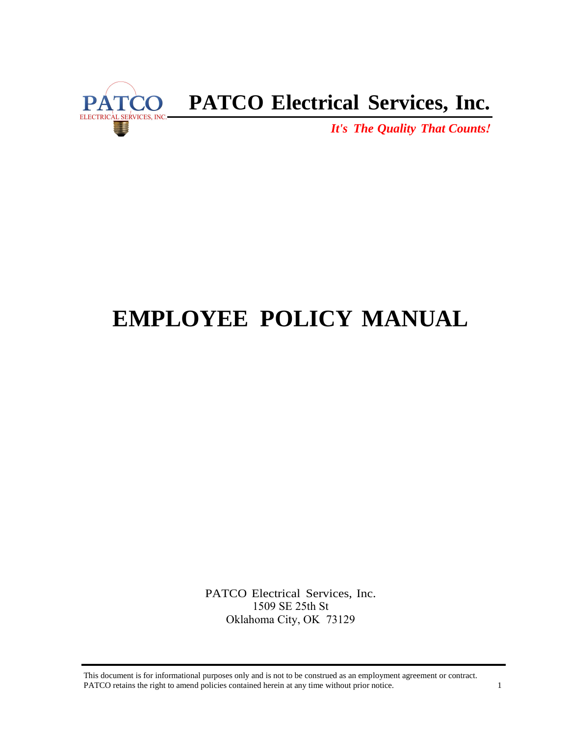PATCO
ELECTRICAL SERVICES, INC.

# PATCO Electrical Services, Inc.

***It's The Quality That Counts!***

# EMPLOYEE POLICY MANUAL

PATCO Electrical Services, Inc.
1509 SE 25th St
Oklahoma City, OK 73129

This document is for informational purposes only and is not to be construed as an employment agreement or contract. PATCO retains the right to amend policies contained herein at any time without prior notice.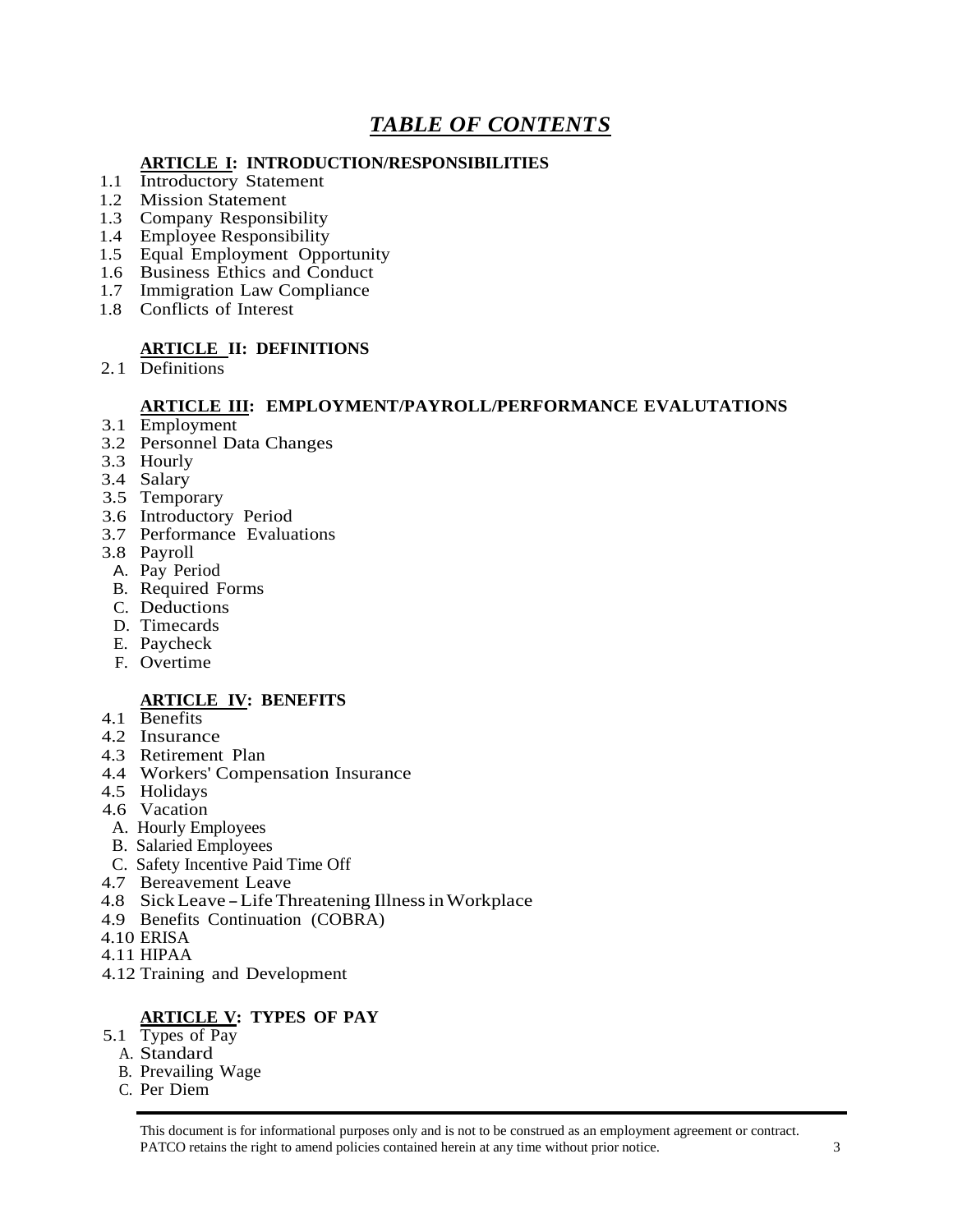# *TABLE OF CONTENTS*

## ARTICLE I: INTRODUCTION/RESPONSIBILITIES

1.1 Introductory Statement
1.2 Mission Statement
1.3 Company Responsibility
1.4 Employee Responsibility
1.5 Equal Employment Opportunity
1.6 Business Ethics and Conduct
1.7 Immigration Law Compliance
1.8 Conflicts of Interest

## ARTICLE II: DEFINITIONS

2.1 Definitions

## ARTICLE III: EMPLOYMENT/PAYROLL/PERFORMANCE EVALUTATIONS

3.1 Employment
3.2 Personnel Data Changes
3.3 Hourly
3.4 Salary
3.5 Temporary
3.6 Introductory Period
3.7 Performance Evaluations
3.8 Payroll
  A. Pay Period
  B. Required Forms
  C. Deductions
  D. Timecards
  E. Paycheck
  F. Overtime

## ARTICLE IV: BENEFITS

4.1 Benefits
4.2 Insurance
4.3 Retirement Plan
4.4 Workers' Compensation Insurance
4.5 Holidays
4.6 Vacation
  A. Hourly Employees
  B. Salaried Employees
  C. Safety Incentive Paid Time Off
4.7 Bereavement Leave
4.8 Sick Leave – Life Threatening Illness in Workplace
4.9 Benefits Continuation (COBRA)
4.10 ERISA
4.11 HIPAA
4.12 Training and Development

## ARTICLE V: TYPES OF PAY

5.1 Types of Pay
  A. Standard
  B. Prevailing Wage
  C. Per Diem

This document is for informational purposes only and is not to be construed as an employment agreement or contract. PATCO retains the right to amend policies contained herein at any time without prior notice.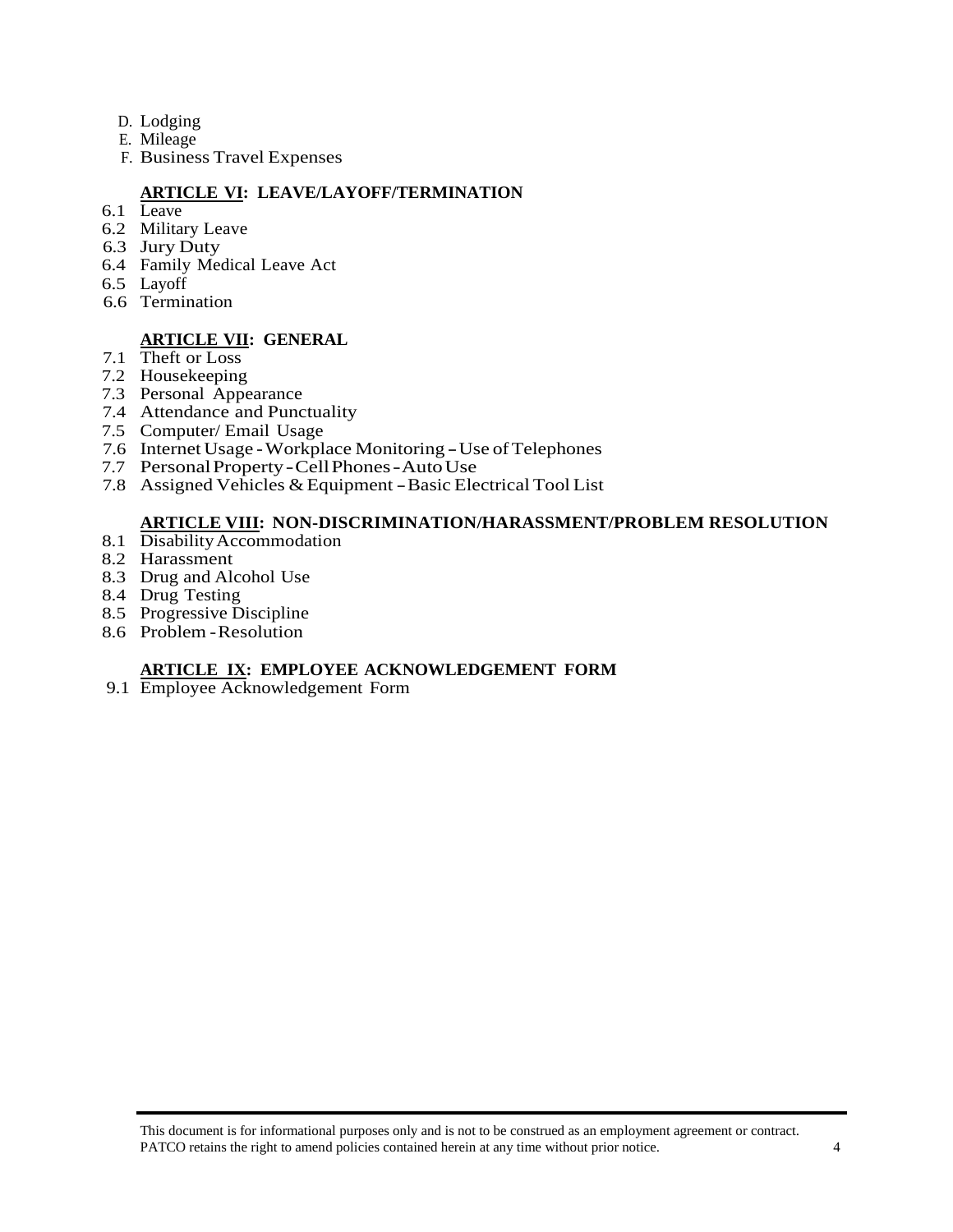D. Lodging
E. Mileage
F. Business Travel Expenses

## ARTICLE VI: LEAVE/LAYOFF/TERMINATION

6.1 Leave
6.2 Military Leave
6.3 Jury Duty
6.4 Family Medical Leave Act
6.5 Layoff
6.6 Termination

## ARTICLE VII: GENERAL

7.1 Theft or Loss
7.2 Housekeeping
7.3 Personal Appearance
7.4 Attendance and Punctuality
7.5 Computer/ Email Usage
7.6 Internet Usage - Workplace Monitoring – Use of Telephones
7.7 Personal Property - Cell Phones - Auto Use
7.8 Assigned Vehicles & Equipment – Basic Electrical Tool List

## ARTICLE VIII: NON-DISCRIMINATION/HARASSMENT/PROBLEM RESOLUTION

8.1 Disability Accommodation
8.2 Harassment
8.3 Drug and Alcohol Use
8.4 Drug Testing
8.5 Progressive Discipline
8.6 Problem - Resolution

## ARTICLE IX: EMPLOYEE ACKNOWLEDGEMENT FORM

9.1 Employee Acknowledgement Form

This document is for informational purposes only and is not to be construed as an employment agreement or contract. PATCO retains the right to amend policies contained herein at any time without prior notice.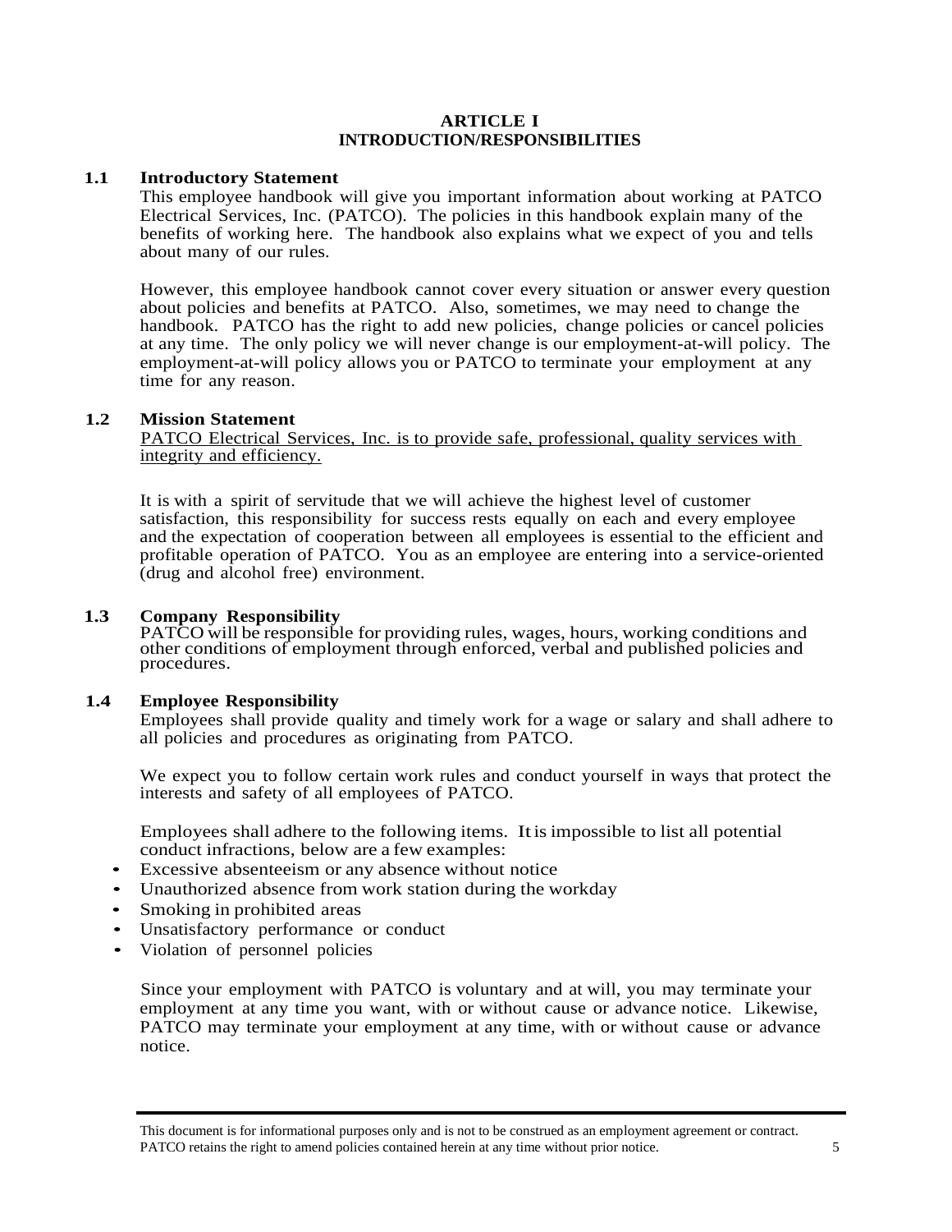# ARTICLE I
# INTRODUCTION/RESPONSIBILITIES

## 1.1 Introductory Statement

This employee handbook will give you important information about working at PATCO Electrical Services, Inc. (PATCO). The policies in this handbook explain many of the benefits of working here. The handbook also explains what we expect of you and tells about many of our rules.

However, this employee handbook cannot cover every situation or answer every question about policies and benefits at PATCO. Also, sometimes, we may need to change the handbook. PATCO has the right to add new policies, change policies or cancel policies at any time. The only policy we will never change is our employment-at-will policy. The employment-at-will policy allows you or PATCO to terminate your employment at any time for any reason.

## 1.2 Mission Statement

PATCO Electrical Services, Inc. is to provide safe, professional, quality services with integrity and efficiency.

It is with a spirit of servitude that we will achieve the highest level of customer satisfaction, this responsibility for success rests equally on each and every employee and the expectation of cooperation between all employees is essential to the efficient and profitable operation of PATCO. You as an employee are entering into a service-oriented (drug and alcohol free) environment.

## 1.3 Company Responsibility

PATCO will be responsible for providing rules, wages, hours, working conditions and other conditions of employment through enforced, verbal and published policies and procedures.

## 1.4 Employee Responsibility

Employees shall provide quality and timely work for a wage or salary and shall adhere to all policies and procedures as originating from PATCO.

We expect you to follow certain work rules and conduct yourself in ways that protect the interests and safety of all employees of PATCO.

Employees shall adhere to the following items. It is impossible to list all potential conduct infractions, below are a few examples:

- Excessive absenteeism or any absence without notice
- Unauthorized absence from work station during the workday
- Smoking in prohibited areas
- Unsatisfactory performance or conduct
- Violation of personnel policies

Since your employment with PATCO is voluntary and at will, you may terminate your employment at any time you want, with or without cause or advance notice. Likewise, PATCO may terminate your employment at any time, with or without cause or advance notice.

This document is for informational purposes only and is not to be construed as an employment agreement or contract. PATCO retains the right to amend policies contained herein at any time without prior notice.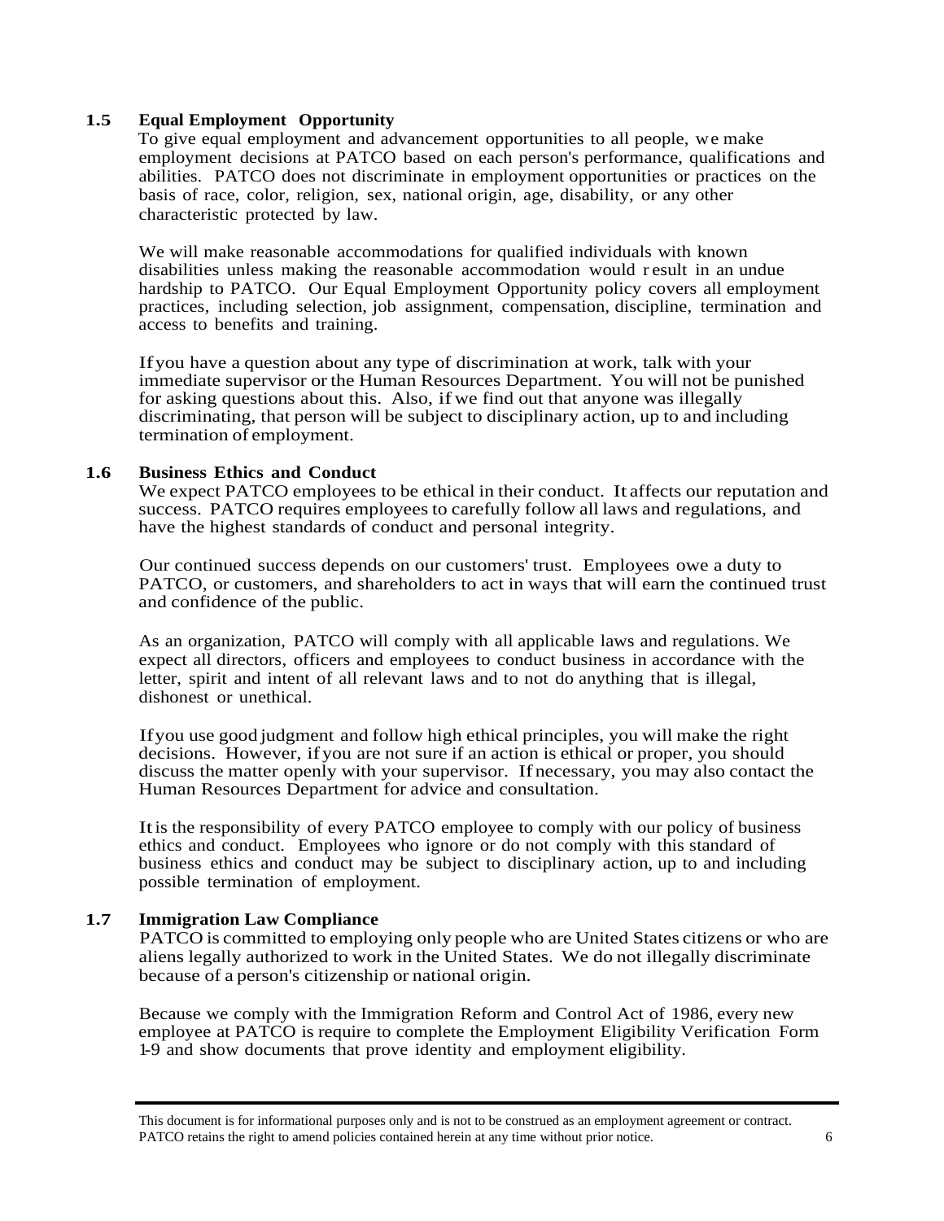### 1.5 Equal Employment Opportunity

To give equal employment and advancement opportunities to all people, we make employment decisions at PATCO based on each person's performance, qualifications and abilities. PATCO does not discriminate in employment opportunities or practices on the basis of race, color, religion, sex, national origin, age, disability, or any other characteristic protected by law.

We will make reasonable accommodations for qualified individuals with known disabilities unless making the reasonable accommodation would result in an undue hardship to PATCO. Our Equal Employment Opportunity policy covers all employment practices, including selection, job assignment, compensation, discipline, termination and access to benefits and training.

If you have a question about any type of discrimination at work, talk with your immediate supervisor or the Human Resources Department. You will not be punished for asking questions about this. Also, if we find out that anyone was illegally discriminating, that person will be subject to disciplinary action, up to and including termination of employment.

### 1.6 Business Ethics and Conduct

We expect PATCO employees to be ethical in their conduct. It affects our reputation and success. PATCO requires employees to carefully follow all laws and regulations, and have the highest standards of conduct and personal integrity.

Our continued success depends on our customers' trust. Employees owe a duty to PATCO, or customers, and shareholders to act in ways that will earn the continued trust and confidence of the public.

As an organization, PATCO will comply with all applicable laws and regulations. We expect all directors, officers and employees to conduct business in accordance with the letter, spirit and intent of all relevant laws and to not do anything that is illegal, dishonest or unethical.

If you use good judgment and follow high ethical principles, you will make the right decisions. However, if you are not sure if an action is ethical or proper, you should discuss the matter openly with your supervisor. If necessary, you may also contact the Human Resources Department for advice and consultation.

It is the responsibility of every PATCO employee to comply with our policy of business ethics and conduct. Employees who ignore or do not comply with this standard of business ethics and conduct may be subject to disciplinary action, up to and including possible termination of employment.

### 1.7 Immigration Law Compliance

PATCO is committed to employing only people who are United States citizens or who are aliens legally authorized to work in the United States. We do not illegally discriminate because of a person's citizenship or national origin.

Because we comply with the Immigration Reform and Control Act of 1986, every new employee at PATCO is require to complete the Employment Eligibility Verification Form 1-9 and show documents that prove identity and employment eligibility.

This document is for informational purposes only and is not to be construed as an employment agreement or contract. PATCO retains the right to amend policies contained herein at any time without prior notice.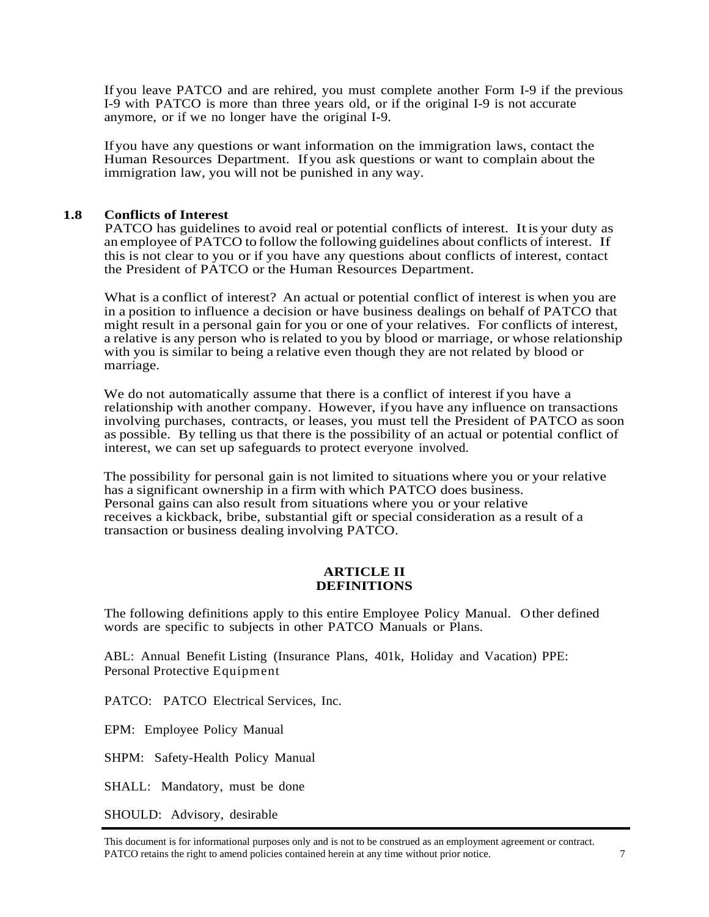If you leave PATCO and are rehired, you must complete another Form I-9 if the previous I-9 with PATCO is more than three years old, or if the original I-9 is not accurate anymore, or if we no longer have the original I-9.

If you have any questions or want information on the immigration laws, contact the Human Resources Department. If you ask questions or want to complain about the immigration law, you will not be punished in any way.

### 1.8 Conflicts of Interest

PATCO has guidelines to avoid real or potential conflicts of interest. It is your duty as an employee of PATCO to follow the following guidelines about conflicts of interest. If this is not clear to you or if you have any questions about conflicts of interest, contact the President of PATCO or the Human Resources Department.

What is a conflict of interest? An actual or potential conflict of interest is when you are in a position to influence a decision or have business dealings on behalf of PATCO that might result in a personal gain for you or one of your relatives. For conflicts of interest, a relative is any person who is related to you by blood or marriage, or whose relationship with you is similar to being a relative even though they are not related by blood or marriage.

We do not automatically assume that there is a conflict of interest if you have a relationship with another company. However, if you have any influence on transactions involving purchases, contracts, or leases, you must tell the President of PATCO as soon as possible. By telling us that there is the possibility of an actual or potential conflict of interest, we can set up safeguards to protect everyone involved.

The possibility for personal gain is not limited to situations where you or your relative has a significant ownership in a firm with which PATCO does business. Personal gains can also result from situations where you or your relative receives a kickback, bribe, substantial gift or special consideration as a result of a transaction or business dealing involving PATCO.

## ARTICLE II
## DEFINITIONS

The following definitions apply to this entire Employee Policy Manual. Other defined words are specific to subjects in other PATCO Manuals or Plans.

ABL: Annual Benefit Listing (Insurance Plans, 401k, Holiday and Vacation) PPE: Personal Protective Equipment

PATCO: PATCO Electrical Services, Inc.

EPM: Employee Policy Manual

SHPM: Safety-Health Policy Manual

SHALL: Mandatory, must be done

SHOULD: Advisory, desirable

This document is for informational purposes only and is not to be construed as an employment agreement or contract. PATCO retains the right to amend policies contained herein at any time without prior notice.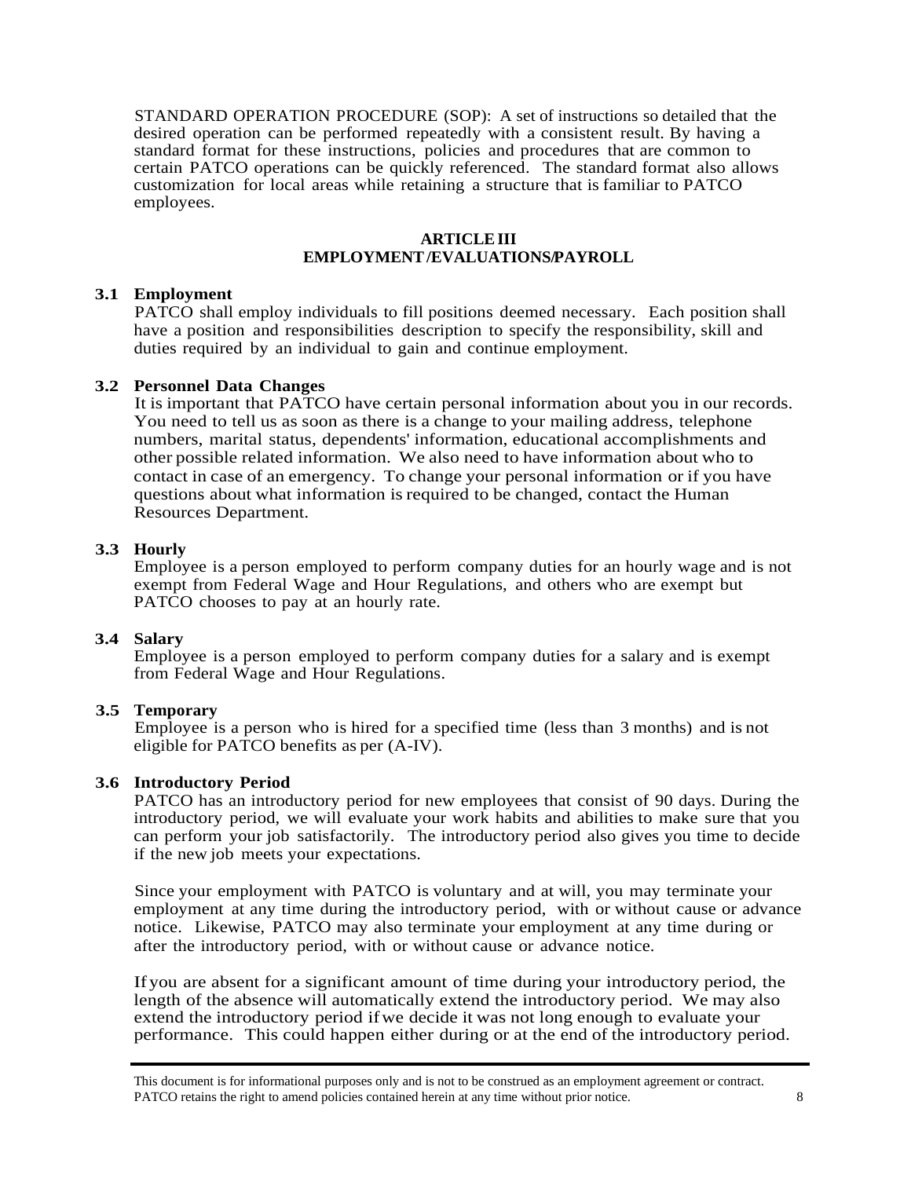STANDARD OPERATION PROCEDURE (SOP): A set of instructions so detailed that the desired operation can be performed repeatedly with a consistent result. By having a standard format for these instructions, policies and procedures that are common to certain PATCO operations can be quickly referenced. The standard format also allows customization for local areas while retaining a structure that is familiar to PATCO employees.

## ARTICLE III
## EMPLOYMENT /EVALUATIONS/PAYROLL

### 3.1 Employment

PATCO shall employ individuals to fill positions deemed necessary. Each position shall have a position and responsibilities description to specify the responsibility, skill and duties required by an individual to gain and continue employment.

### 3.2 Personnel Data Changes

It is important that PATCO have certain personal information about you in our records. You need to tell us as soon as there is a change to your mailing address, telephone numbers, marital status, dependents' information, educational accomplishments and other possible related information. We also need to have information about who to contact in case of an emergency. To change your personal information or if you have questions about what information is required to be changed, contact the Human Resources Department.

### 3.3 Hourly

Employee is a person employed to perform company duties for an hourly wage and is not exempt from Federal Wage and Hour Regulations, and others who are exempt but PATCO chooses to pay at an hourly rate.

### 3.4 Salary

Employee is a person employed to perform company duties for a salary and is exempt from Federal Wage and Hour Regulations.

### 3.5 Temporary

Employee is a person who is hired for a specified time (less than 3 months) and is not eligible for PATCO benefits as per (A-IV).

### 3.6 Introductory Period

PATCO has an introductory period for new employees that consist of 90 days. During the introductory period, we will evaluate your work habits and abilities to make sure that you can perform your job satisfactorily. The introductory period also gives you time to decide if the new job meets your expectations.

Since your employment with PATCO is voluntary and at will, you may terminate your employment at any time during the introductory period, with or without cause or advance notice. Likewise, PATCO may also terminate your employment at any time during or after the introductory period, with or without cause or advance notice.

If you are absent for a significant amount of time during your introductory period, the length of the absence will automatically extend the introductory period. We may also extend the introductory period if we decide it was not long enough to evaluate your performance. This could happen either during or at the end of the introductory period.

This document is for informational purposes only and is not to be construed as an employment agreement or contract. PATCO retains the right to amend policies contained herein at any time without prior notice.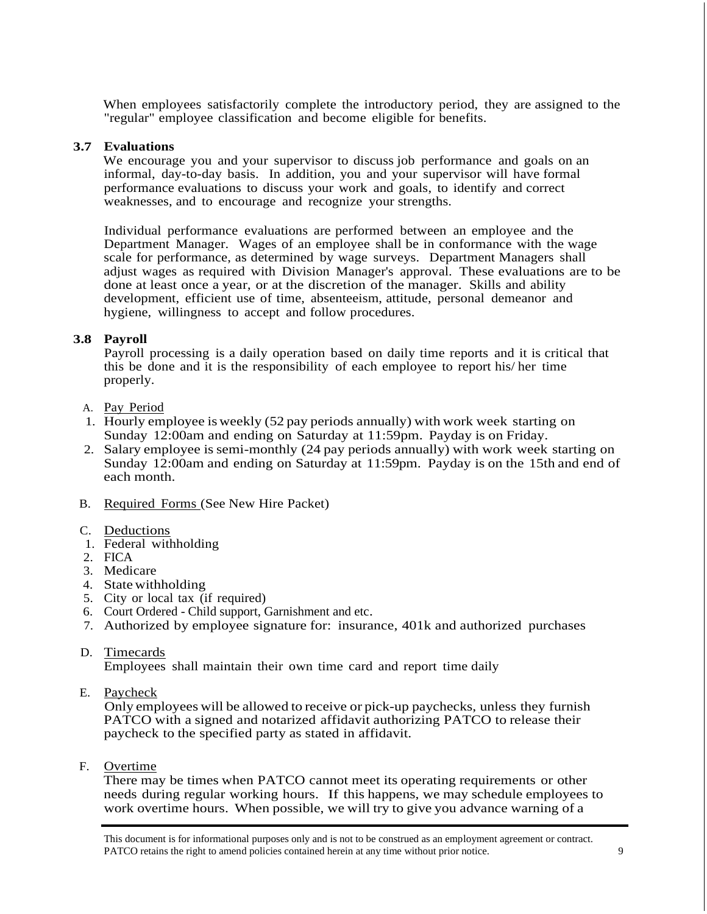When employees satisfactorily complete the introductory period, they are assigned to the "regular" employee classification and become eligible for benefits.

### 3.7 Evaluations

We encourage you and your supervisor to discuss job performance and goals on an informal, day-to-day basis. In addition, you and your supervisor will have formal performance evaluations to discuss your work and goals, to identify and correct weaknesses, and to encourage and recognize your strengths.

Individual performance evaluations are performed between an employee and the Department Manager. Wages of an employee shall be in conformance with the wage scale for performance, as determined by wage surveys. Department Managers shall adjust wages as required with Division Manager's approval. These evaluations are to be done at least once a year, or at the discretion of the manager. Skills and ability development, efficient use of time, absenteeism, attitude, personal demeanor and hygiene, willingness to accept and follow procedures.

### 3.8 Payroll

Payroll processing is a daily operation based on daily time reports and it is critical that this be done and it is the responsibility of each employee to report his/ her time properly.

A. Pay Period

1. Hourly employee is weekly (52 pay periods annually) with work week starting on Sunday 12:00am and ending on Saturday at 11:59pm. Payday is on Friday.
2. Salary employee is semi-monthly (24 pay periods annually) with work week starting on Sunday 12:00am and ending on Saturday at 11:59pm. Payday is on the 15th and end of each month.

B. Required Forms (See New Hire Packet)

C. Deductions

1. Federal withholding
2. FICA
3. Medicare
4. State withholding
5. City or local tax (if required)
6. Court Ordered - Child support, Garnishment and etc.
7. Authorized by employee signature for: insurance, 401k and authorized purchases

D. Timecards

Employees shall maintain their own time card and report time daily

E. Paycheck

Only employees will be allowed to receive or pick-up paychecks, unless they furnish PATCO with a signed and notarized affidavit authorizing PATCO to release their paycheck to the specified party as stated in affidavit.

F. Overtime

There may be times when PATCO cannot meet its operating requirements or other needs during regular working hours. If this happens, we may schedule employees to work overtime hours. When possible, we will try to give you advance warning of a

This document is for informational purposes only and is not to be construed as an employment agreement or contract. PATCO retains the right to amend policies contained herein at any time without prior notice.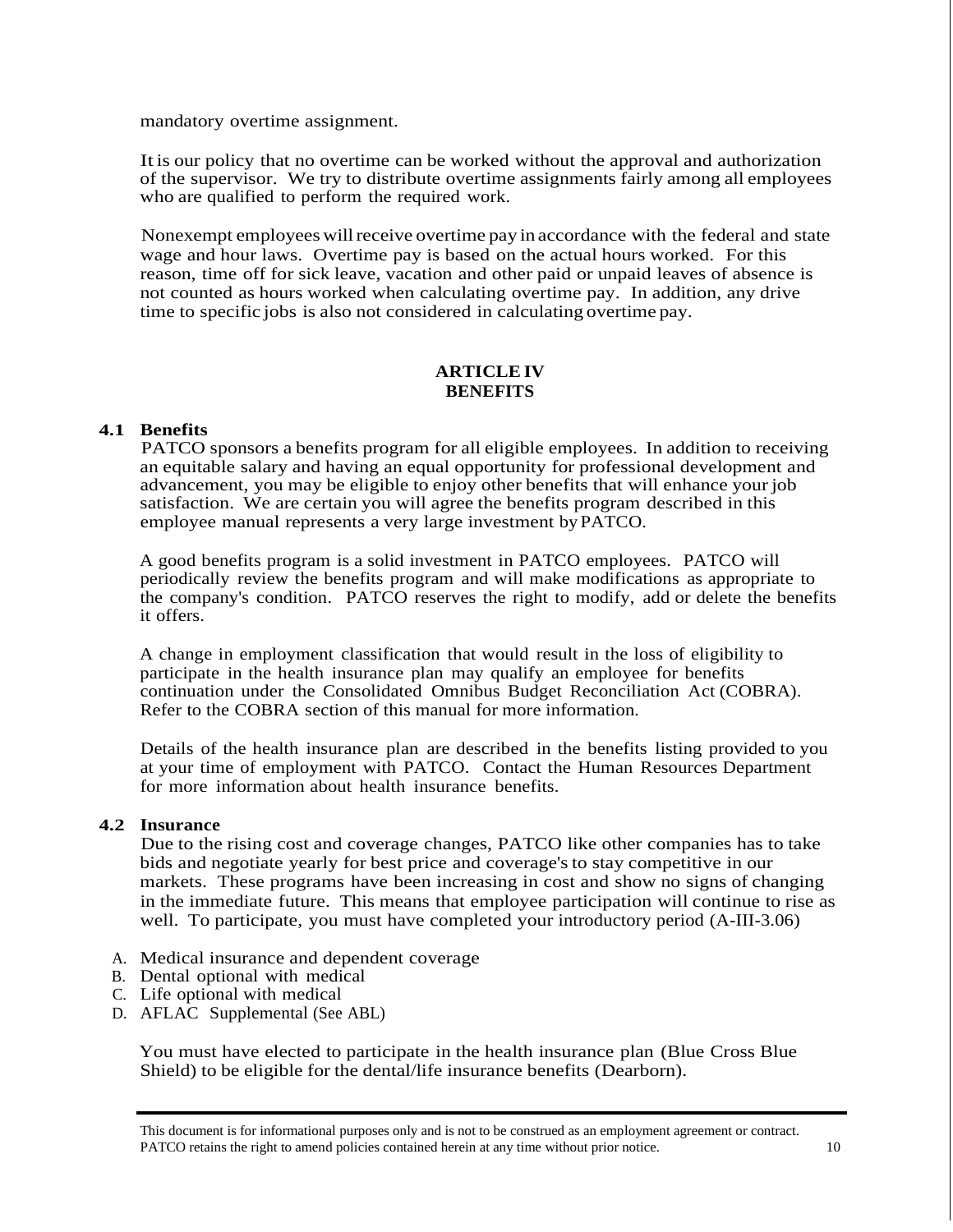mandatory overtime assignment.

It is our policy that no overtime can be worked without the approval and authorization of the supervisor. We try to distribute overtime assignments fairly among all employees who are qualified to perform the required work.

Nonexempt employees will receive overtime pay in accordance with the federal and state wage and hour laws. Overtime pay is based on the actual hours worked. For this reason, time off for sick leave, vacation and other paid or unpaid leaves of absence is not counted as hours worked when calculating overtime pay. In addition, any drive time to specific jobs is also not considered in calculating overtime pay.

## ARTICLE IV
## BENEFITS

### 4.1 Benefits

PATCO sponsors a benefits program for all eligible employees. In addition to receiving an equitable salary and having an equal opportunity for professional development and advancement, you may be eligible to enjoy other benefits that will enhance your job satisfaction. We are certain you will agree the benefits program described in this employee manual represents a very large investment by PATCO.

A good benefits program is a solid investment in PATCO employees. PATCO will periodically review the benefits program and will make modifications as appropriate to the company's condition. PATCO reserves the right to modify, add or delete the benefits it offers.

A change in employment classification that would result in the loss of eligibility to participate in the health insurance plan may qualify an employee for benefits continuation under the Consolidated Omnibus Budget Reconciliation Act (COBRA). Refer to the COBRA section of this manual for more information.

Details of the health insurance plan are described in the benefits listing provided to you at your time of employment with PATCO. Contact the Human Resources Department for more information about health insurance benefits.

### 4.2 Insurance

Due to the rising cost and coverage changes, PATCO like other companies has to take bids and negotiate yearly for best price and coverage's to stay competitive in our markets. These programs have been increasing in cost and show no signs of changing in the immediate future. This means that employee participation will continue to rise as well. To participate, you must have completed your introductory period (A-III-3.06)

A. Medical insurance and dependent coverage
B. Dental optional with medical
C. Life optional with medical
D. AFLAC Supplemental (See ABL)

You must have elected to participate in the health insurance plan (Blue Cross Blue Shield) to be eligible for the dental/life insurance benefits (Dearborn).

This document is for informational purposes only and is not to be construed as an employment agreement or contract. PATCO retains the right to amend policies contained herein at any time without prior notice.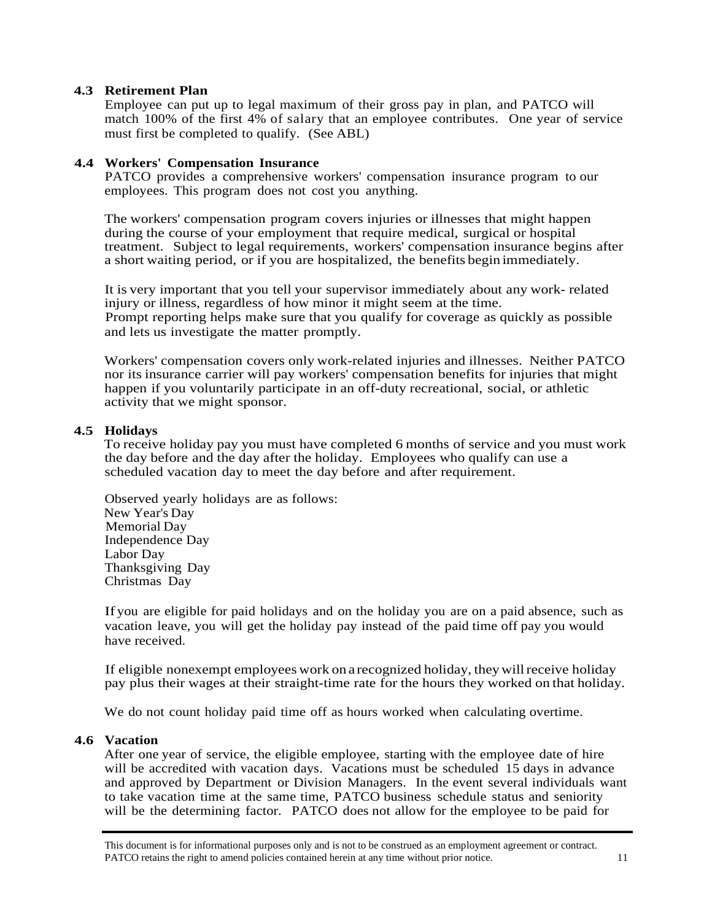### 4.3 Retirement Plan

Employee can put up to legal maximum of their gross pay in plan, and PATCO will match 100% of the first 4% of salary that an employee contributes. One year of service must first be completed to qualify. (See ABL)

### 4.4 Workers' Compensation Insurance

PATCO provides a comprehensive workers' compensation insurance program to our employees. This program does not cost you anything.

The workers' compensation program covers injuries or illnesses that might happen during the course of your employment that require medical, surgical or hospital treatment. Subject to legal requirements, workers' compensation insurance begins after a short waiting period, or if you are hospitalized, the benefits begin immediately.

It is very important that you tell your supervisor immediately about any work- related injury or illness, regardless of how minor it might seem at the time. Prompt reporting helps make sure that you qualify for coverage as quickly as possible and lets us investigate the matter promptly.

Workers' compensation covers only work-related injuries and illnesses. Neither PATCO nor its insurance carrier will pay workers' compensation benefits for injuries that might happen if you voluntarily participate in an off-duty recreational, social, or athletic activity that we might sponsor.

### 4.5 Holidays

To receive holiday pay you must have completed 6 months of service and you must work the day before and the day after the holiday. Employees who qualify can use a scheduled vacation day to meet the day before and after requirement.

Observed yearly holidays are as follows:

- New Year's Day
- Memorial Day
- Independence Day
- Labor Day
- Thanksgiving Day
- Christmas Day

If you are eligible for paid holidays and on the holiday you are on a paid absence, such as vacation leave, you will get the holiday pay instead of the paid time off pay you would have received.

If eligible nonexempt employees work on a recognized holiday, they will receive holiday pay plus their wages at their straight-time rate for the hours they worked on that holiday.

We do not count holiday paid time off as hours worked when calculating overtime.

### 4.6 Vacation

After one year of service, the eligible employee, starting with the employee date of hire will be accredited with vacation days. Vacations must be scheduled 15 days in advance and approved by Department or Division Managers. In the event several individuals want to take vacation time at the same time, PATCO business schedule status and seniority will be the determining factor. PATCO does not allow for the employee to be paid for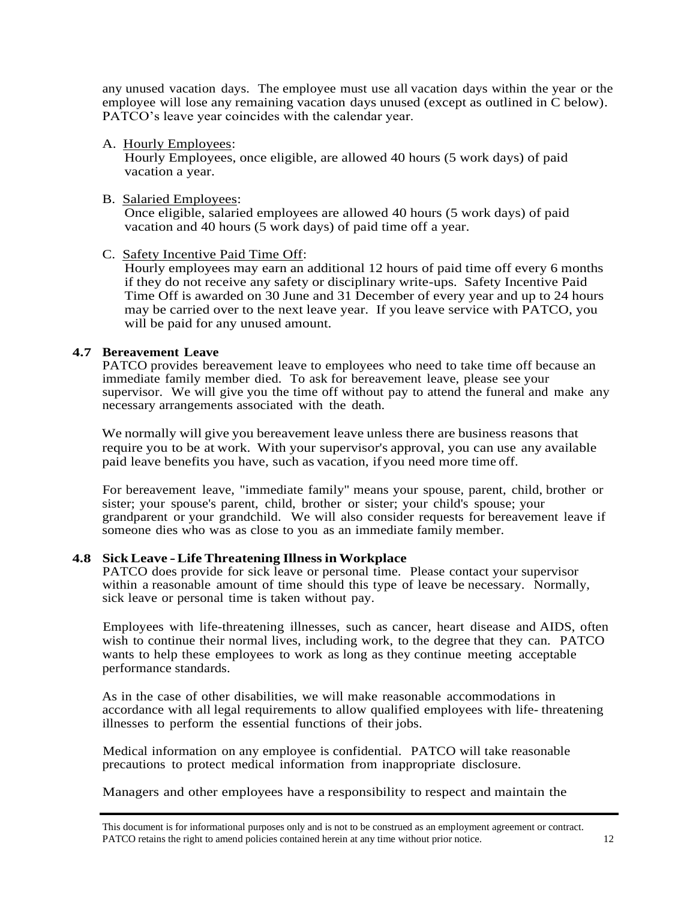any unused vacation days. The employee must use all vacation days within the year or the employee will lose any remaining vacation days unused (except as outlined in C below). PATCO's leave year coincides with the calendar year.

A. Hourly Employees:
   Hourly Employees, once eligible, are allowed 40 hours (5 work days) of paid vacation a year.

B. Salaried Employees:
   Once eligible, salaried employees are allowed 40 hours (5 work days) of paid vacation and 40 hours (5 work days) of paid time off a year.

C. Safety Incentive Paid Time Off:
   Hourly employees may earn an additional 12 hours of paid time off every 6 months if they do not receive any safety or disciplinary write-ups. Safety Incentive Paid Time Off is awarded on 30 June and 31 December of every year and up to 24 hours may be carried over to the next leave year. If you leave service with PATCO, you will be paid for any unused amount.

### 4.7 Bereavement Leave

PATCO provides bereavement leave to employees who need to take time off because an immediate family member died. To ask for bereavement leave, please see your supervisor. We will give you the time off without pay to attend the funeral and make any necessary arrangements associated with the death.

We normally will give you bereavement leave unless there are business reasons that require you to be at work. With your supervisor's approval, you can use any available paid leave benefits you have, such as vacation, if you need more time off.

For bereavement leave, "immediate family" means your spouse, parent, child, brother or sister; your spouse's parent, child, brother or sister; your child's spouse; your grandparent or your grandchild. We will also consider requests for bereavement leave if someone dies who was as close to you as an immediate family member.

### 4.8 Sick Leave - Life Threatening Illness in Workplace

PATCO does provide for sick leave or personal time. Please contact your supervisor within a reasonable amount of time should this type of leave be necessary. Normally, sick leave or personal time is taken without pay.

Employees with life-threatening illnesses, such as cancer, heart disease and AIDS, often wish to continue their normal lives, including work, to the degree that they can. PATCO wants to help these employees to work as long as they continue meeting acceptable performance standards.

As in the case of other disabilities, we will make reasonable accommodations in accordance with all legal requirements to allow qualified employees with life- threatening illnesses to perform the essential functions of their jobs.

Medical information on any employee is confidential. PATCO will take reasonable precautions to protect medical information from inappropriate disclosure.

Managers and other employees have a responsibility to respect and maintain the

This document is for informational purposes only and is not to be construed as an employment agreement or contract. PATCO retains the right to amend policies contained herein at any time without prior notice.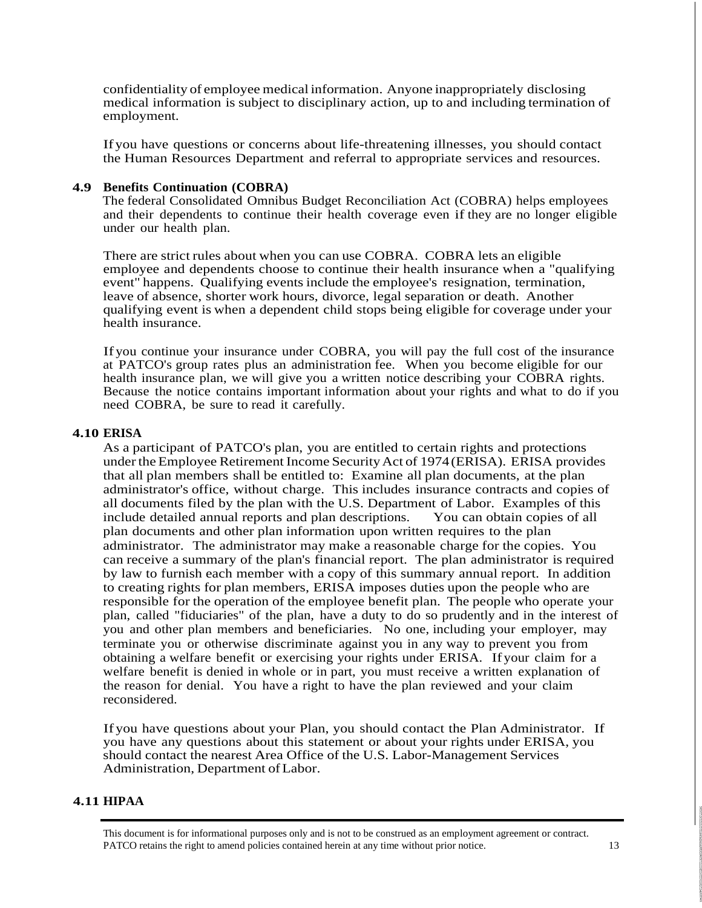confidentiality of employee medical information. Anyone inappropriately disclosing medical information is subject to disciplinary action, up to and including termination of employment.

If you have questions or concerns about life-threatening illnesses, you should contact the Human Resources Department and referral to appropriate services and resources.

### 4.9 Benefits Continuation (COBRA)

The federal Consolidated Omnibus Budget Reconciliation Act (COBRA) helps employees and their dependents to continue their health coverage even if they are no longer eligible under our health plan.

There are strict rules about when you can use COBRA. COBRA lets an eligible employee and dependents choose to continue their health insurance when a "qualifying event" happens. Qualifying events include the employee's resignation, termination, leave of absence, shorter work hours, divorce, legal separation or death. Another qualifying event is when a dependent child stops being eligible for coverage under your health insurance.

If you continue your insurance under COBRA, you will pay the full cost of the insurance at PATCO's group rates plus an administration fee. When you become eligible for our health insurance plan, we will give you a written notice describing your COBRA rights. Because the notice contains important information about your rights and what to do if you need COBRA, be sure to read it carefully.

### 4.10 ERISA

As a participant of PATCO's plan, you are entitled to certain rights and protections under the Employee Retirement Income Security Act of 1974 (ERISA). ERISA provides that all plan members shall be entitled to: Examine all plan documents, at the plan administrator's office, without charge. This includes insurance contracts and copies of all documents filed by the plan with the U.S. Department of Labor. Examples of this include detailed annual reports and plan descriptions. You can obtain copies of all plan documents and other plan information upon written requires to the plan administrator. The administrator may make a reasonable charge for the copies. You can receive a summary of the plan's financial report. The plan administrator is required by law to furnish each member with a copy of this summary annual report. In addition to creating rights for plan members, ERISA imposes duties upon the people who are responsible for the operation of the employee benefit plan. The people who operate your plan, called "fiduciaries" of the plan, have a duty to do so prudently and in the interest of you and other plan members and beneficiaries. No one, including your employer, may terminate you or otherwise discriminate against you in any way to prevent you from obtaining a welfare benefit or exercising your rights under ERISA. If your claim for a welfare benefit is denied in whole or in part, you must receive a written explanation of the reason for denial. You have a right to have the plan reviewed and your claim reconsidered.

If you have questions about your Plan, you should contact the Plan Administrator. If you have any questions about this statement or about your rights under ERISA, you should contact the nearest Area Office of the U.S. Labor-Management Services Administration, Department of Labor.

### 4.11 HIPAA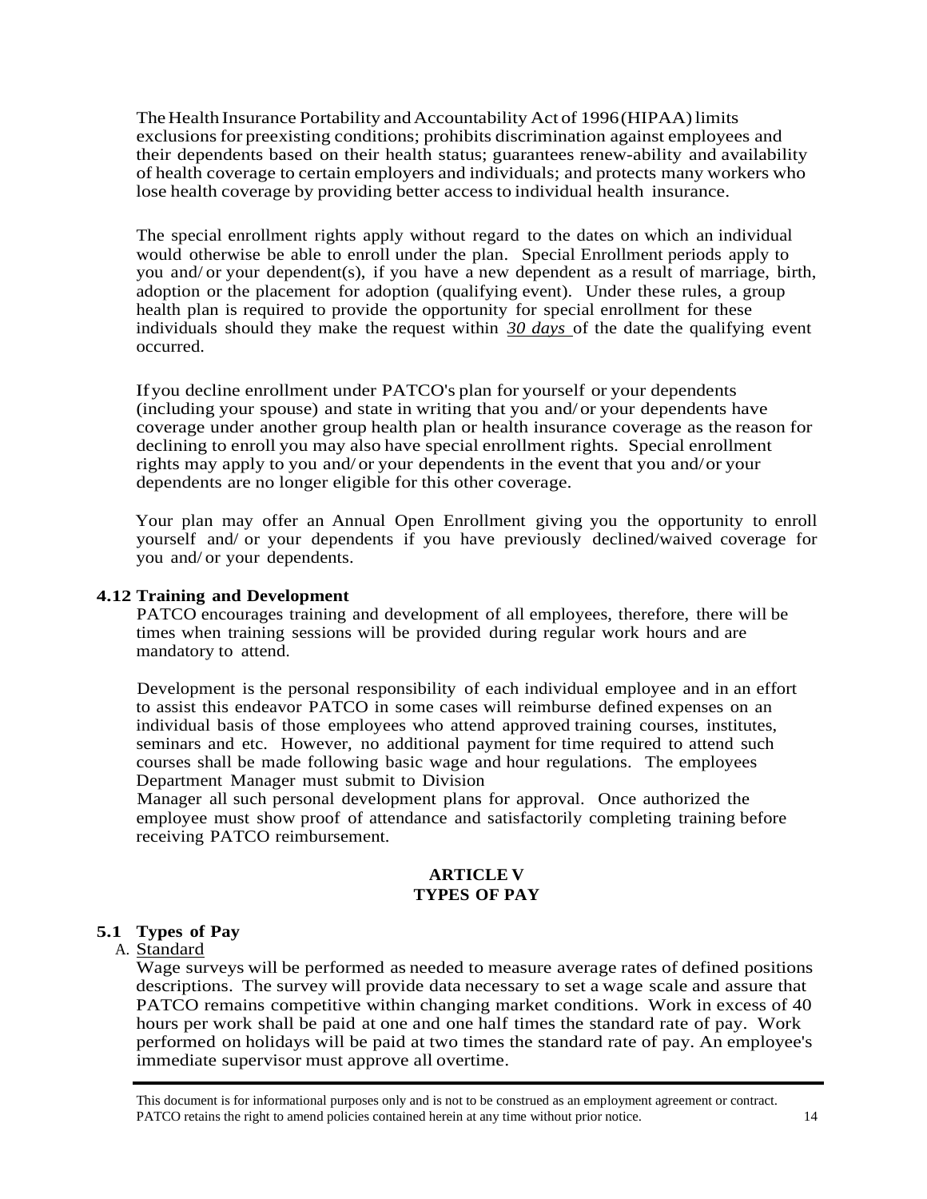The Health Insurance Portability and Accountability Act of 1996 (HIPAA) limits exclusions for preexisting conditions; prohibits discrimination against employees and their dependents based on their health status; guarantees renew-ability and availability of health coverage to certain employers and individuals; and protects many workers who lose health coverage by providing better access to individual health insurance.

The special enrollment rights apply without regard to the dates on which an individual would otherwise be able to enroll under the plan. Special Enrollment periods apply to you and/ or your dependent(s), if you have a new dependent as a result of marriage, birth, adoption or the placement for adoption (qualifying event). Under these rules, a group health plan is required to provide the opportunity for special enrollment for these individuals should they make the request within *30 days* of the date the qualifying event occurred.

If you decline enrollment under PATCO's plan for yourself or your dependents (including your spouse) and state in writing that you and/ or your dependents have coverage under another group health plan or health insurance coverage as the reason for declining to enroll you may also have special enrollment rights. Special enrollment rights may apply to you and/ or your dependents in the event that you and/ or your dependents are no longer eligible for this other coverage.

Your plan may offer an Annual Open Enrollment giving you the opportunity to enroll yourself and/ or your dependents if you have previously declined/waived coverage for you and/ or your dependents.

### 4.12 Training and Development

PATCO encourages training and development of all employees, therefore, there will be times when training sessions will be provided during regular work hours and are mandatory to attend.

Development is the personal responsibility of each individual employee and in an effort to assist this endeavor PATCO in some cases will reimburse defined expenses on an individual basis of those employees who attend approved training courses, institutes, seminars and etc. However, no additional payment for time required to attend such courses shall be made following basic wage and hour regulations. The employees Department Manager must submit to Division Manager all such personal development plans for approval. Once authorized the employee must show proof of attendance and satisfactorily completing training before receiving PATCO reimbursement.

## ARTICLE V
## TYPES OF PAY

### 5.1 Types of Pay

A. Standard

Wage surveys will be performed as needed to measure average rates of defined positions descriptions. The survey will provide data necessary to set a wage scale and assure that PATCO remains competitive within changing market conditions. Work in excess of 40 hours per work shall be paid at one and one half times the standard rate of pay. Work performed on holidays will be paid at two times the standard rate of pay. An employee's immediate supervisor must approve all overtime.

This document is for informational purposes only and is not to be construed as an employment agreement or contract. PATCO retains the right to amend policies contained herein at any time without prior notice.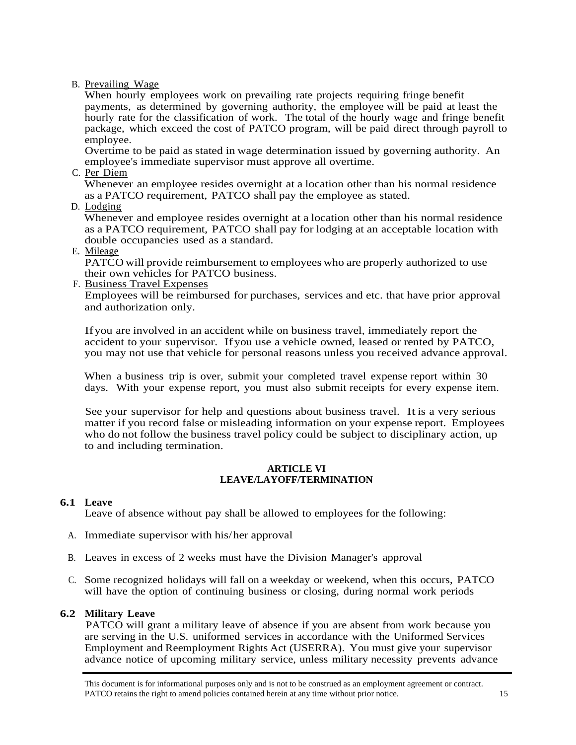B. Prevailing Wage

When hourly employees work on prevailing rate projects requiring fringe benefit payments, as determined by governing authority, the employee will be paid at least the hourly rate for the classification of work. The total of the hourly wage and fringe benefit package, which exceed the cost of PATCO program, will be paid direct through payroll to employee.

Overtime to be paid as stated in wage determination issued by governing authority. An employee's immediate supervisor must approve all overtime.

C. Per Diem

Whenever an employee resides overnight at a location other than his normal residence as a PATCO requirement, PATCO shall pay the employee as stated.

D. Lodging

Whenever and employee resides overnight at a location other than his normal residence as a PATCO requirement, PATCO shall pay for lodging at an acceptable location with double occupancies used as a standard.

E. Mileage

PATCO will provide reimbursement to employees who are properly authorized to use their own vehicles for PATCO business.

F. Business Travel Expenses

Employees will be reimbursed for purchases, services and etc. that have prior approval and authorization only.

If you are involved in an accident while on business travel, immediately report the accident to your supervisor. If you use a vehicle owned, leased or rented by PATCO, you may not use that vehicle for personal reasons unless you received advance approval.

When a business trip is over, submit your completed travel expense report within 30 days. With your expense report, you must also submit receipts for every expense item.

See your supervisor for help and questions about business travel. It is a very serious matter if you record false or misleading information on your expense report. Employees who do not follow the business travel policy could be subject to disciplinary action, up to and including termination.

## ARTICLE VI
## LEAVE/LAYOFF/TERMINATION

**6.1 Leave**

Leave of absence without pay shall be allowed to employees for the following:

A. Immediate supervisor with his/her approval

B. Leaves in excess of 2 weeks must have the Division Manager's approval

C. Some recognized holidays will fall on a weekday or weekend, when this occurs, PATCO will have the option of continuing business or closing, during normal work periods

**6.2 Military Leave**

PATCO will grant a military leave of absence if you are absent from work because you are serving in the U.S. uniformed services in accordance with the Uniformed Services Employment and Reemployment Rights Act (USERRA). You must give your supervisor advance notice of upcoming military service, unless military necessity prevents advance

This document is for informational purposes only and is not to be construed as an employment agreement or contract. PATCO retains the right to amend policies contained herein at any time without prior notice.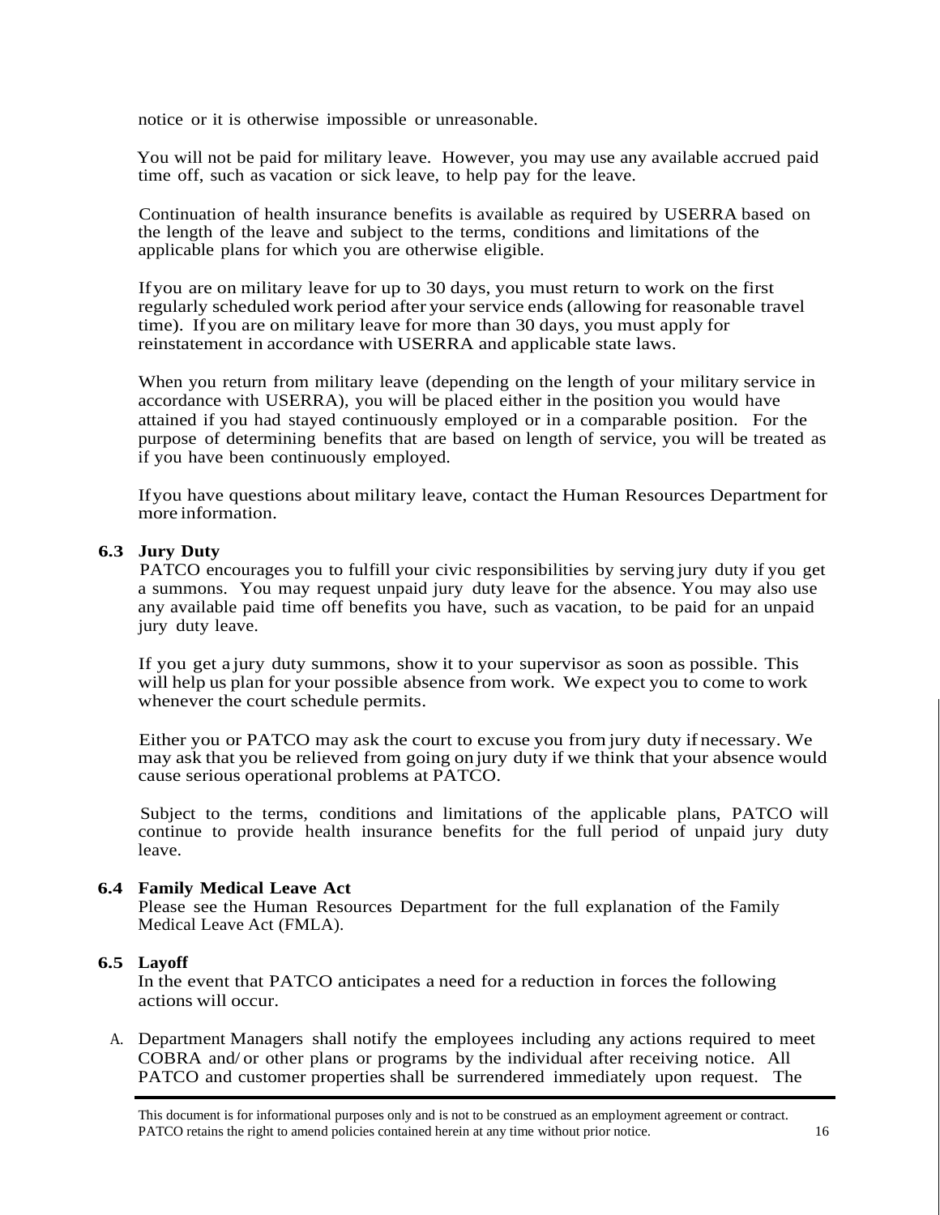notice or it is otherwise impossible or unreasonable.

You will not be paid for military leave. However, you may use any available accrued paid time off, such as vacation or sick leave, to help pay for the leave.

Continuation of health insurance benefits is available as required by USERRA based on the length of the leave and subject to the terms, conditions and limitations of the applicable plans for which you are otherwise eligible.

If you are on military leave for up to 30 days, you must return to work on the first regularly scheduled work period after your service ends (allowing for reasonable travel time). If you are on military leave for more than 30 days, you must apply for reinstatement in accordance with USERRA and applicable state laws.

When you return from military leave (depending on the length of your military service in accordance with USERRA), you will be placed either in the position you would have attained if you had stayed continuously employed or in a comparable position. For the purpose of determining benefits that are based on length of service, you will be treated as if you have been continuously employed.

If you have questions about military leave, contact the Human Resources Department for more information.

### 6.3 Jury Duty

PATCO encourages you to fulfill your civic responsibilities by serving jury duty if you get a summons. You may request unpaid jury duty leave for the absence. You may also use any available paid time off benefits you have, such as vacation, to be paid for an unpaid jury duty leave.

If you get a jury duty summons, show it to your supervisor as soon as possible. This will help us plan for your possible absence from work. We expect you to come to work whenever the court schedule permits.

Either you or PATCO may ask the court to excuse you from jury duty if necessary. We may ask that you be relieved from going on jury duty if we think that your absence would cause serious operational problems at PATCO.

Subject to the terms, conditions and limitations of the applicable plans, PATCO will continue to provide health insurance benefits for the full period of unpaid jury duty leave.

### 6.4 Family Medical Leave Act

Please see the Human Resources Department for the full explanation of the Family Medical Leave Act (FMLA).

### 6.5 Layoff

In the event that PATCO anticipates a need for a reduction in forces the following actions will occur.

A. Department Managers shall notify the employees including any actions required to meet COBRA and/ or other plans or programs by the individual after receiving notice. All PATCO and customer properties shall be surrendered immediately upon request. The

This document is for informational purposes only and is not to be construed as an employment agreement or contract. PATCO retains the right to amend policies contained herein at any time without prior notice.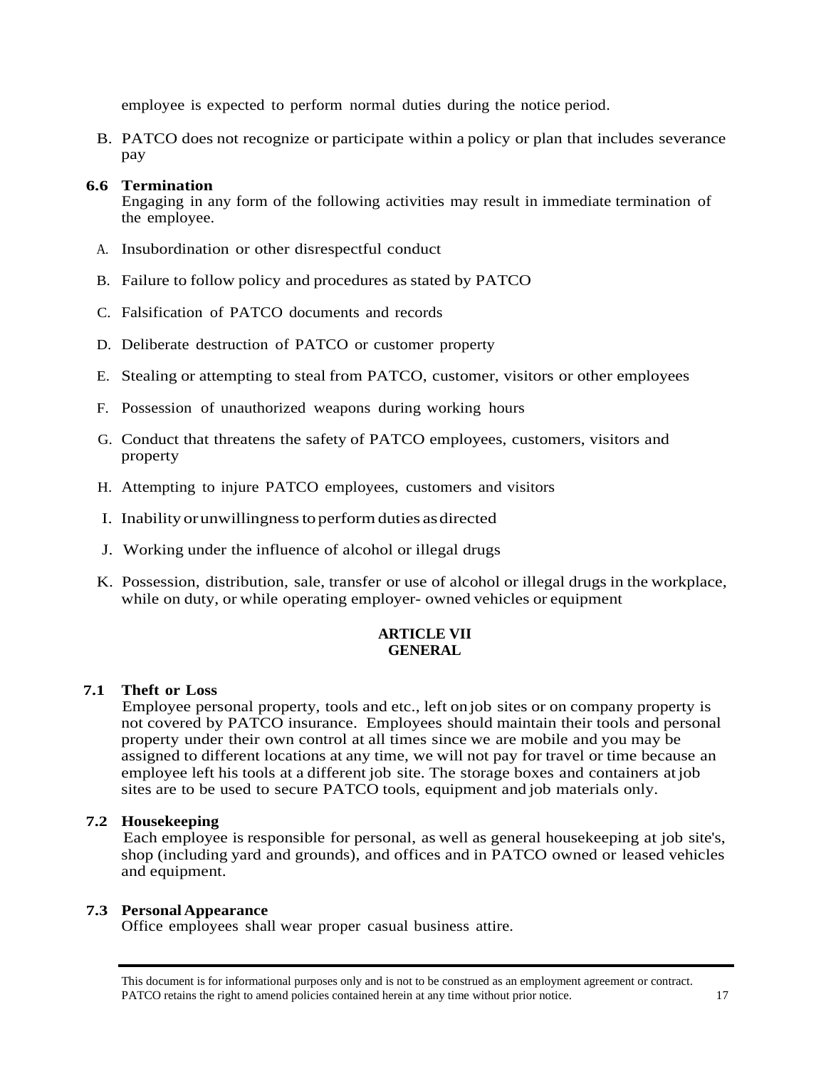employee is expected to perform normal duties during the notice period.

B. PATCO does not recognize or participate within a policy or plan that includes severance pay

### 6.6 Termination

Engaging in any form of the following activities may result in immediate termination of the employee.

A. Insubordination or other disrespectful conduct

B. Failure to follow policy and procedures as stated by PATCO

C. Falsification of PATCO documents and records

D. Deliberate destruction of PATCO or customer property

E. Stealing or attempting to steal from PATCO, customer, visitors or other employees

F. Possession of unauthorized weapons during working hours

G. Conduct that threatens the safety of PATCO employees, customers, visitors and property

H. Attempting to injure PATCO employees, customers and visitors

I. Inability or unwillingness to perform duties as directed

J. Working under the influence of alcohol or illegal drugs

K. Possession, distribution, sale, transfer or use of alcohol or illegal drugs in the workplace, while on duty, or while operating employer- owned vehicles or equipment

## ARTICLE VII
## GENERAL

### 7.1 Theft or Loss

Employee personal property, tools and etc., left on job sites or on company property is not covered by PATCO insurance. Employees should maintain their tools and personal property under their own control at all times since we are mobile and you may be assigned to different locations at any time, we will not pay for travel or time because an employee left his tools at a different job site. The storage boxes and containers at job sites are to be used to secure PATCO tools, equipment and job materials only.

### 7.2 Housekeeping

Each employee is responsible for personal, as well as general housekeeping at job site's, shop (including yard and grounds), and offices and in PATCO owned or leased vehicles and equipment.

### 7.3 Personal Appearance

Office employees shall wear proper casual business attire.

This document is for informational purposes only and is not to be construed as an employment agreement or contract. PATCO retains the right to amend policies contained herein at any time without prior notice.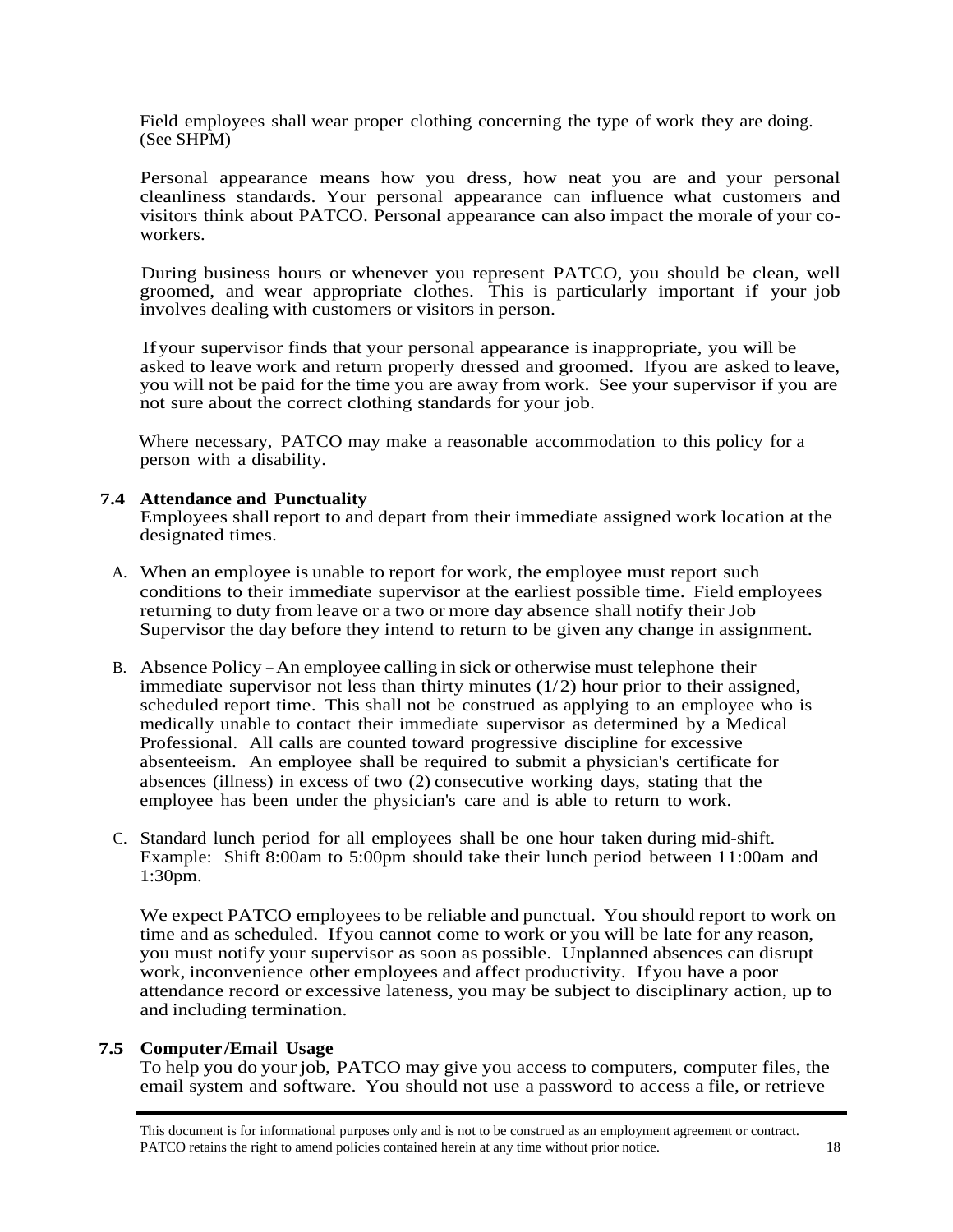Field employees shall wear proper clothing concerning the type of work they are doing. (See SHPM)

Personal appearance means how you dress, how neat you are and your personal cleanliness standards. Your personal appearance can influence what customers and visitors think about PATCO. Personal appearance can also impact the morale of your co-workers.

During business hours or whenever you represent PATCO, you should be clean, well groomed, and wear appropriate clothes. This is particularly important if your job involves dealing with customers or visitors in person.

If your supervisor finds that your personal appearance is inappropriate, you will be asked to leave work and return properly dressed and groomed. If you are asked to leave, you will not be paid for the time you are away from work. See your supervisor if you are not sure about the correct clothing standards for your job.

Where necessary, PATCO may make a reasonable accommodation to this policy for a person with a disability.

### 7.4 Attendance and Punctuality

Employees shall report to and depart from their immediate assigned work location at the designated times.

A. When an employee is unable to report for work, the employee must report such conditions to their immediate supervisor at the earliest possible time. Field employees returning to duty from leave or a two or more day absence shall notify their Job Supervisor the day before they intend to return to be given any change in assignment.

B. Absence Policy – An employee calling in sick or otherwise must telephone their immediate supervisor not less than thirty minutes (1/2) hour prior to their assigned, scheduled report time. This shall not be construed as applying to an employee who is medically unable to contact their immediate supervisor as determined by a Medical Professional. All calls are counted toward progressive discipline for excessive absenteeism. An employee shall be required to submit a physician's certificate for absences (illness) in excess of two (2) consecutive working days, stating that the employee has been under the physician's care and is able to return to work.

C. Standard lunch period for all employees shall be one hour taken during mid-shift. Example: Shift 8:00am to 5:00pm should take their lunch period between 11:00am and 1:30pm.

We expect PATCO employees to be reliable and punctual. You should report to work on time and as scheduled. If you cannot come to work or you will be late for any reason, you must notify your supervisor as soon as possible. Unplanned absences can disrupt work, inconvenience other employees and affect productivity. If you have a poor attendance record or excessive lateness, you may be subject to disciplinary action, up to and including termination.

### 7.5 Computer/Email Usage

To help you do your job, PATCO may give you access to computers, computer files, the email system and software. You should not use a password to access a file, or retrieve

This document is for informational purposes only and is not to be construed as an employment agreement or contract. PATCO retains the right to amend policies contained herein at any time without prior notice.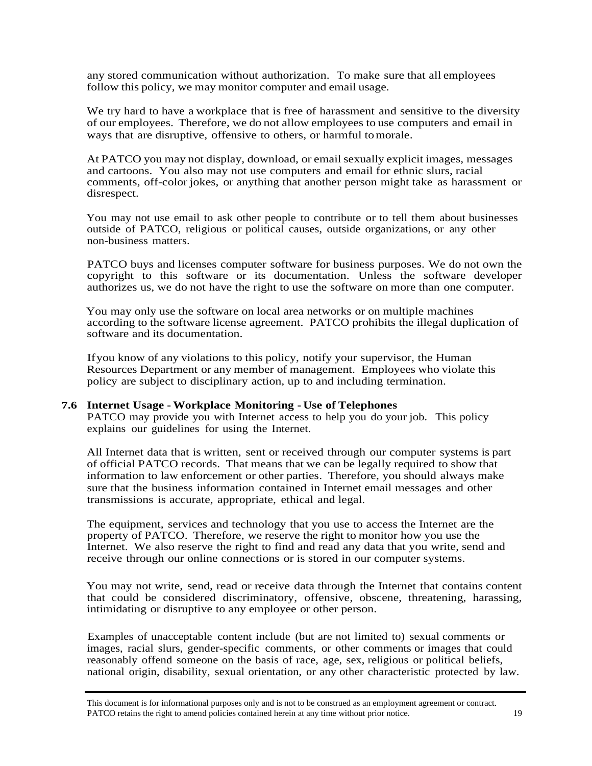any stored communication without authorization. To make sure that all employees follow this policy, we may monitor computer and email usage.

We try hard to have a workplace that is free of harassment and sensitive to the diversity of our employees. Therefore, we do not allow employees to use computers and email in ways that are disruptive, offensive to others, or harmful to morale.

At PATCO you may not display, download, or email sexually explicit images, messages and cartoons. You also may not use computers and email for ethnic slurs, racial comments, off-color jokes, or anything that another person might take as harassment or disrespect.

You may not use email to ask other people to contribute or to tell them about businesses outside of PATCO, religious or political causes, outside organizations, or any other non-business matters.

PATCO buys and licenses computer software for business purposes. We do not own the copyright to this software or its documentation. Unless the software developer authorizes us, we do not have the right to use the software on more than one computer.

You may only use the software on local area networks or on multiple machines according to the software license agreement. PATCO prohibits the illegal duplication of software and its documentation.

If you know of any violations to this policy, notify your supervisor, the Human Resources Department or any member of management. Employees who violate this policy are subject to disciplinary action, up to and including termination.

### 7.6 Internet Usage - Workplace Monitoring - Use of Telephones

PATCO may provide you with Internet access to help you do your job. This policy explains our guidelines for using the Internet.

All Internet data that is written, sent or received through our computer systems is part of official PATCO records. That means that we can be legally required to show that information to law enforcement or other parties. Therefore, you should always make sure that the business information contained in Internet email messages and other transmissions is accurate, appropriate, ethical and legal.

The equipment, services and technology that you use to access the Internet are the property of PATCO. Therefore, we reserve the right to monitor how you use the Internet. We also reserve the right to find and read any data that you write, send and receive through our online connections or is stored in our computer systems.

You may not write, send, read or receive data through the Internet that contains content that could be considered discriminatory, offensive, obscene, threatening, harassing, intimidating or disruptive to any employee or other person.

Examples of unacceptable content include (but are not limited to) sexual comments or images, racial slurs, gender-specific comments, or other comments or images that could reasonably offend someone on the basis of race, age, sex, religious or political beliefs, national origin, disability, sexual orientation, or any other characteristic protected by law.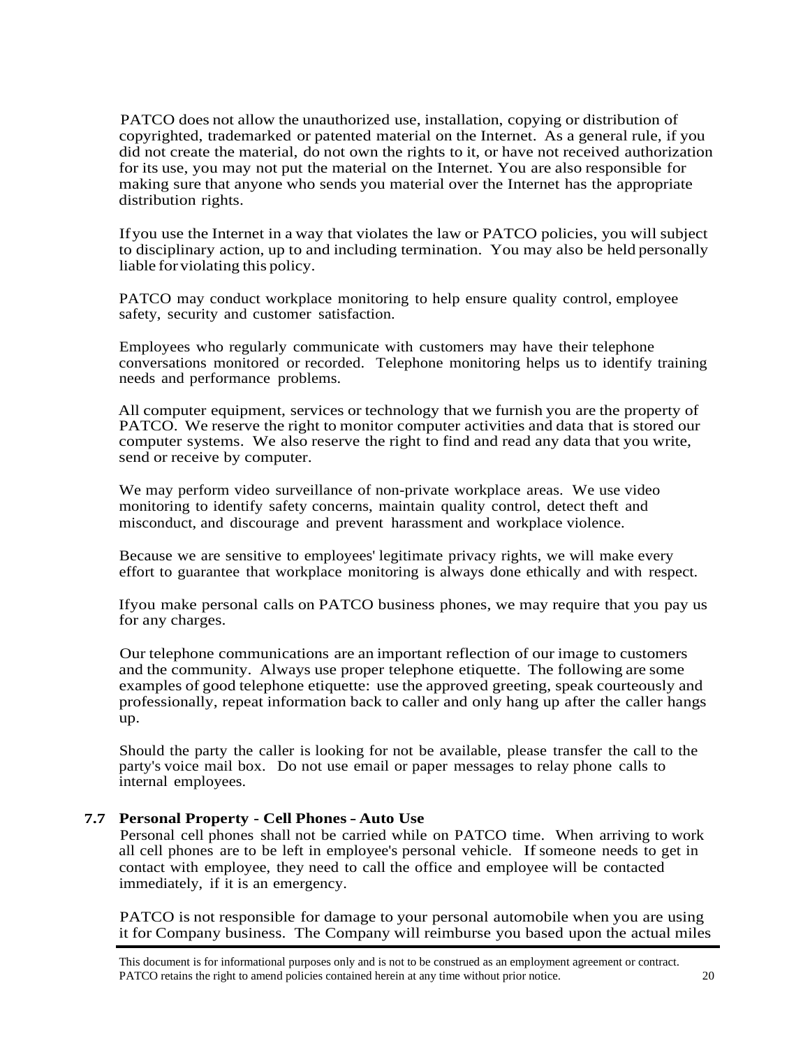PATCO does not allow the unauthorized use, installation, copying or distribution of copyrighted, trademarked or patented material on the Internet. As a general rule, if you did not create the material, do not own the rights to it, or have not received authorization for its use, you may not put the material on the Internet. You are also responsible for making sure that anyone who sends you material over the Internet has the appropriate distribution rights.

Ifyou use the Internet in a way that violates the law or PATCO policies, you will subject to disciplinary action, up to and including termination. You may also be held personally liable for violating this policy.

PATCO may conduct workplace monitoring to help ensure quality control, employee safety, security and customer satisfaction.

Employees who regularly communicate with customers may have their telephone conversations monitored or recorded. Telephone monitoring helps us to identify training needs and performance problems.

All computer equipment, services or technology that we furnish you are the property of PATCO. We reserve the right to monitor computer activities and data that is stored our computer systems. We also reserve the right to find and read any data that you write, send or receive by computer.

We may perform video surveillance of non-private workplace areas. We use video monitoring to identify safety concerns, maintain quality control, detect theft and misconduct, and discourage and prevent harassment and workplace violence.

Because we are sensitive to employees' legitimate privacy rights, we will make every effort to guarantee that workplace monitoring is always done ethically and with respect.

Ifyou make personal calls on PATCO business phones, we may require that you pay us for any charges.

Our telephone communications are an important reflection of our image to customers and the community. Always use proper telephone etiquette. The following are some examples of good telephone etiquette: use the approved greeting, speak courteously and professionally, repeat information back to caller and only hang up after the caller hangs up.

Should the party the caller is looking for not be available, please transfer the call to the party's voice mail box. Do not use email or paper messages to relay phone calls to internal employees.

### 7.7 Personal Property - Cell Phones - Auto Use

Personal cell phones shall not be carried while on PATCO time. When arriving to work all cell phones are to be left in employee's personal vehicle. If someone needs to get in contact with employee, they need to call the office and employee will be contacted immediately, if it is an emergency.

PATCO is not responsible for damage to your personal automobile when you are using it for Company business. The Company will reimburse you based upon the actual miles

This document is for informational purposes only and is not to be construed as an employment agreement or contract. PATCO retains the right to amend policies contained herein at any time without prior notice.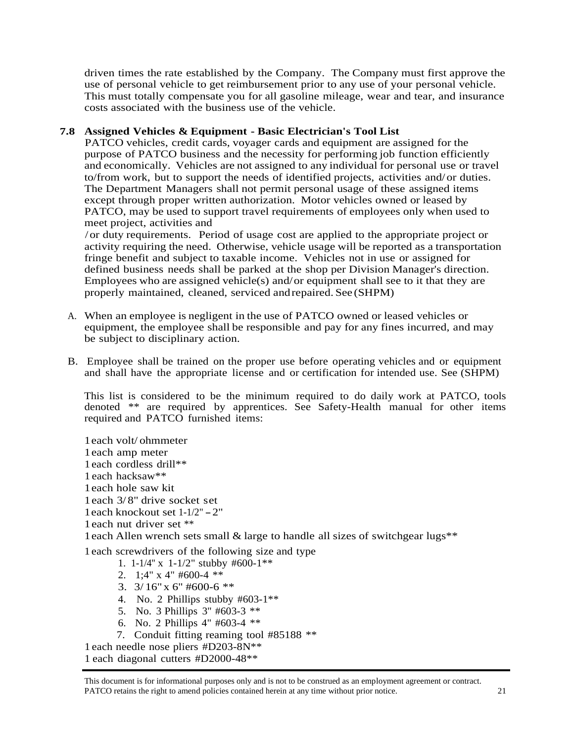driven times the rate established by the Company. The Company must first approve the use of personal vehicle to get reimbursement prior to any use of your personal vehicle. This must totally compensate you for all gasoline mileage, wear and tear, and insurance costs associated with the business use of the vehicle.

### 7.8 Assigned Vehicles & Equipment - Basic Electrician's Tool List

PATCO vehicles, credit cards, voyager cards and equipment are assigned for the purpose of PATCO business and the necessity for performing job function efficiently and economically. Vehicles are not assigned to any individual for personal use or travel to/from work, but to support the needs of identified projects, activities and/or duties. The Department Managers shall not permit personal usage of these assigned items except through proper written authorization. Motor vehicles owned or leased by PATCO, may be used to support travel requirements of employees only when used to meet project, activities and /or duty requirements. Period of usage cost are applied to the appropriate project or activity requiring the need. Otherwise, vehicle usage will be reported as a transportation fringe benefit and subject to taxable income. Vehicles not in use or assigned for defined business needs shall be parked at the shop per Division Manager's direction. Employees who are assigned vehicle(s) and/or equipment shall see to it that they are properly maintained, cleaned, serviced and repaired. See (SHPM)

A. When an employee is negligent in the use of PATCO owned or leased vehicles or equipment, the employee shall be responsible and pay for any fines incurred, and may be subject to disciplinary action.

B. Employee shall be trained on the proper use before operating vehicles and or equipment and shall have the appropriate license and or certification for intended use. See (SHPM)

This list is considered to be the minimum required to do daily work at PATCO, tools denoted ** are required by apprentices. See Safety-Health manual for other items required and PATCO furnished items:

1 each volt/ohmmeter
1 each amp meter
1 each cordless drill**
1 each hacksaw**
1 each hole saw kit
1 each 3/8" drive socket set
1 each knockout set 1-1/2" – 2"
1 each nut driver set **
1 each Allen wrench sets small & large to handle all sizes of switchgear lugs**
1 each screwdrivers of the following size and type

1. 1-1/4" x 1-1/2" stubby #600-1**
2. 1;4" x 4" #600-4 **
3. 3/16" x 6" #600-6 **
4. No. 2 Phillips stubby #603-1**
5. No. 3 Phillips 3" #603-3 **
6. No. 2 Phillips 4" #603-4 **
7. Conduit fitting reaming tool #85188 **

1 each needle nose pliers #D203-8N**
1 each diagonal cutters #D2000-48**

This document is for informational purposes only and is not to be construed as an employment agreement or contract. PATCO retains the right to amend policies contained herein at any time without prior notice.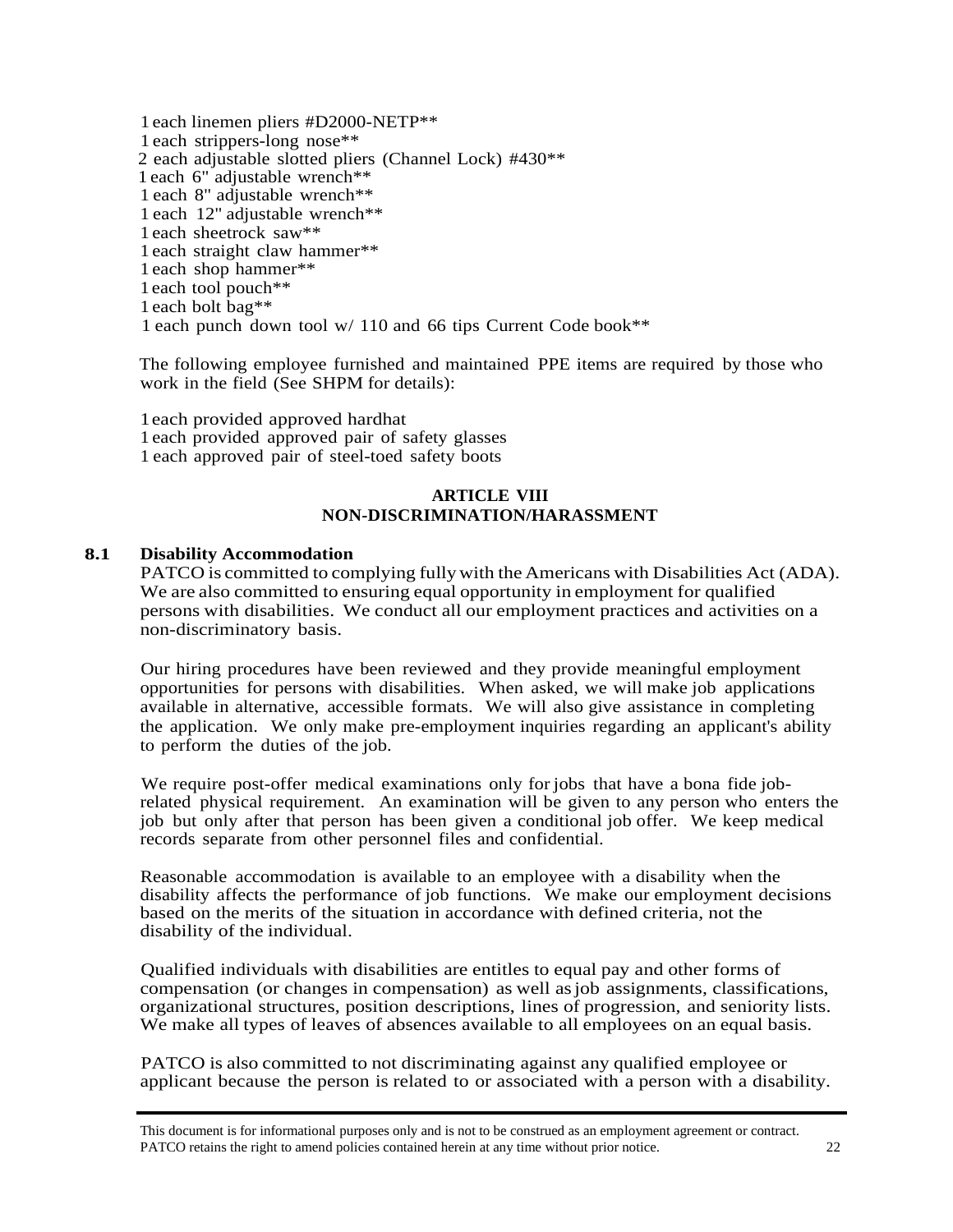1 each linemen pliers #D2000-NETP**
1 each strippers-long nose**
2 each adjustable slotted pliers (Channel Lock) #430**
1 each 6" adjustable wrench**
1 each 8" adjustable wrench**
1 each 12" adjustable wrench**
1 each sheetrock saw**
1 each straight claw hammer**
1 each shop hammer**
1 each tool pouch**
1 each bolt bag**
1 each punch down tool w/ 110 and 66 tips Current Code book**

The following employee furnished and maintained PPE items are required by those who work in the field (See SHPM for details):

1 each provided approved hardhat
1 each provided approved pair of safety glasses
1 each approved pair of steel-toed safety boots

## ARTICLE VIII
## NON-DISCRIMINATION/HARASSMENT

### 8.1 Disability Accommodation

PATCO is committed to complying fully with the Americans with Disabilities Act (ADA). We are also committed to ensuring equal opportunity in employment for qualified persons with disabilities. We conduct all our employment practices and activities on a non-discriminatory basis.

Our hiring procedures have been reviewed and they provide meaningful employment opportunities for persons with disabilities. When asked, we will make job applications available in alternative, accessible formats. We will also give assistance in completing the application. We only make pre-employment inquiries regarding an applicant's ability to perform the duties of the job.

We require post-offer medical examinations only for jobs that have a bona fide job-related physical requirement. An examination will be given to any person who enters the job but only after that person has been given a conditional job offer. We keep medical records separate from other personnel files and confidential.

Reasonable accommodation is available to an employee with a disability when the disability affects the performance of job functions. We make our employment decisions based on the merits of the situation in accordance with defined criteria, not the disability of the individual.

Qualified individuals with disabilities are entitles to equal pay and other forms of compensation (or changes in compensation) as well as job assignments, classifications, organizational structures, position descriptions, lines of progression, and seniority lists. We make all types of leaves of absences available to all employees on an equal basis.

PATCO is also committed to not discriminating against any qualified employee or applicant because the person is related to or associated with a person with a disability.

This document is for informational purposes only and is not to be construed as an employment agreement or contract. PATCO retains the right to amend policies contained herein at any time without prior notice.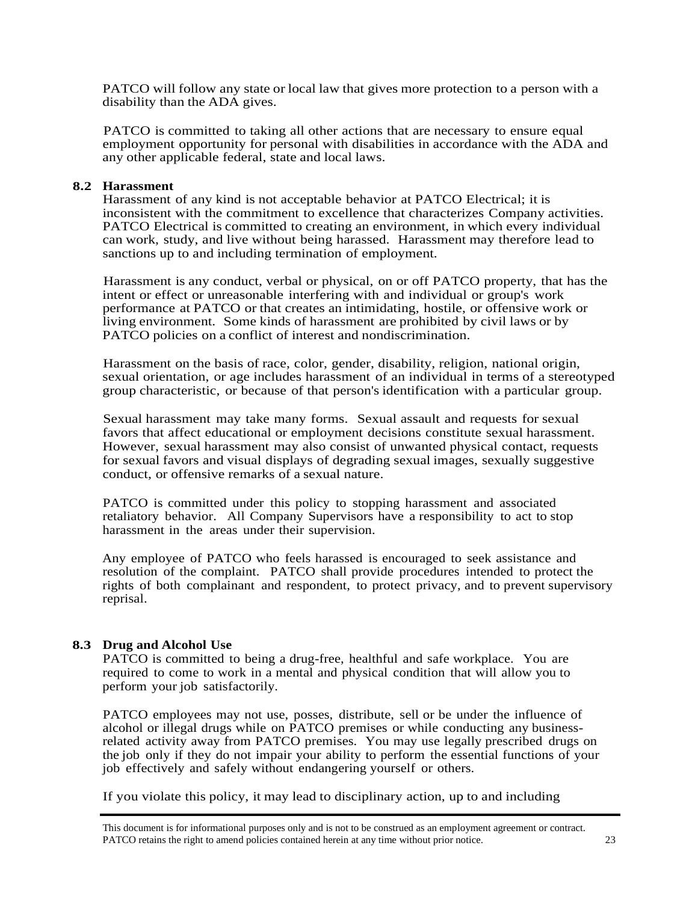PATCO will follow any state or local law that gives more protection to a person with a disability than the ADA gives.

PATCO is committed to taking all other actions that are necessary to ensure equal employment opportunity for personal with disabilities in accordance with the ADA and any other applicable federal, state and local laws.

### 8.2 Harassment

Harassment of any kind is not acceptable behavior at PATCO Electrical; it is inconsistent with the commitment to excellence that characterizes Company activities. PATCO Electrical is committed to creating an environment, in which every individual can work, study, and live without being harassed. Harassment may therefore lead to sanctions up to and including termination of employment.

Harassment is any conduct, verbal or physical, on or off PATCO property, that has the intent or effect or unreasonable interfering with and individual or group's work performance at PATCO or that creates an intimidating, hostile, or offensive work or living environment. Some kinds of harassment are prohibited by civil laws or by PATCO policies on a conflict of interest and nondiscrimination.

Harassment on the basis of race, color, gender, disability, religion, national origin, sexual orientation, or age includes harassment of an individual in terms of a stereotyped group characteristic, or because of that person's identification with a particular group.

Sexual harassment may take many forms. Sexual assault and requests for sexual favors that affect educational or employment decisions constitute sexual harassment. However, sexual harassment may also consist of unwanted physical contact, requests for sexual favors and visual displays of degrading sexual images, sexually suggestive conduct, or offensive remarks of a sexual nature.

PATCO is committed under this policy to stopping harassment and associated retaliatory behavior. All Company Supervisors have a responsibility to act to stop harassment in the areas under their supervision.

Any employee of PATCO who feels harassed is encouraged to seek assistance and resolution of the complaint. PATCO shall provide procedures intended to protect the rights of both complainant and respondent, to protect privacy, and to prevent supervisory reprisal.

### 8.3 Drug and Alcohol Use

PATCO is committed to being a drug-free, healthful and safe workplace. You are required to come to work in a mental and physical condition that will allow you to perform your job satisfactorily.

PATCO employees may not use, posses, distribute, sell or be under the influence of alcohol or illegal drugs while on PATCO premises or while conducting any business-related activity away from PATCO premises. You may use legally prescribed drugs on the job only if they do not impair your ability to perform the essential functions of your job effectively and safely without endangering yourself or others.

If you violate this policy, it may lead to disciplinary action, up to and including

This document is for informational purposes only and is not to be construed as an employment agreement or contract. PATCO retains the right to amend policies contained herein at any time without prior notice.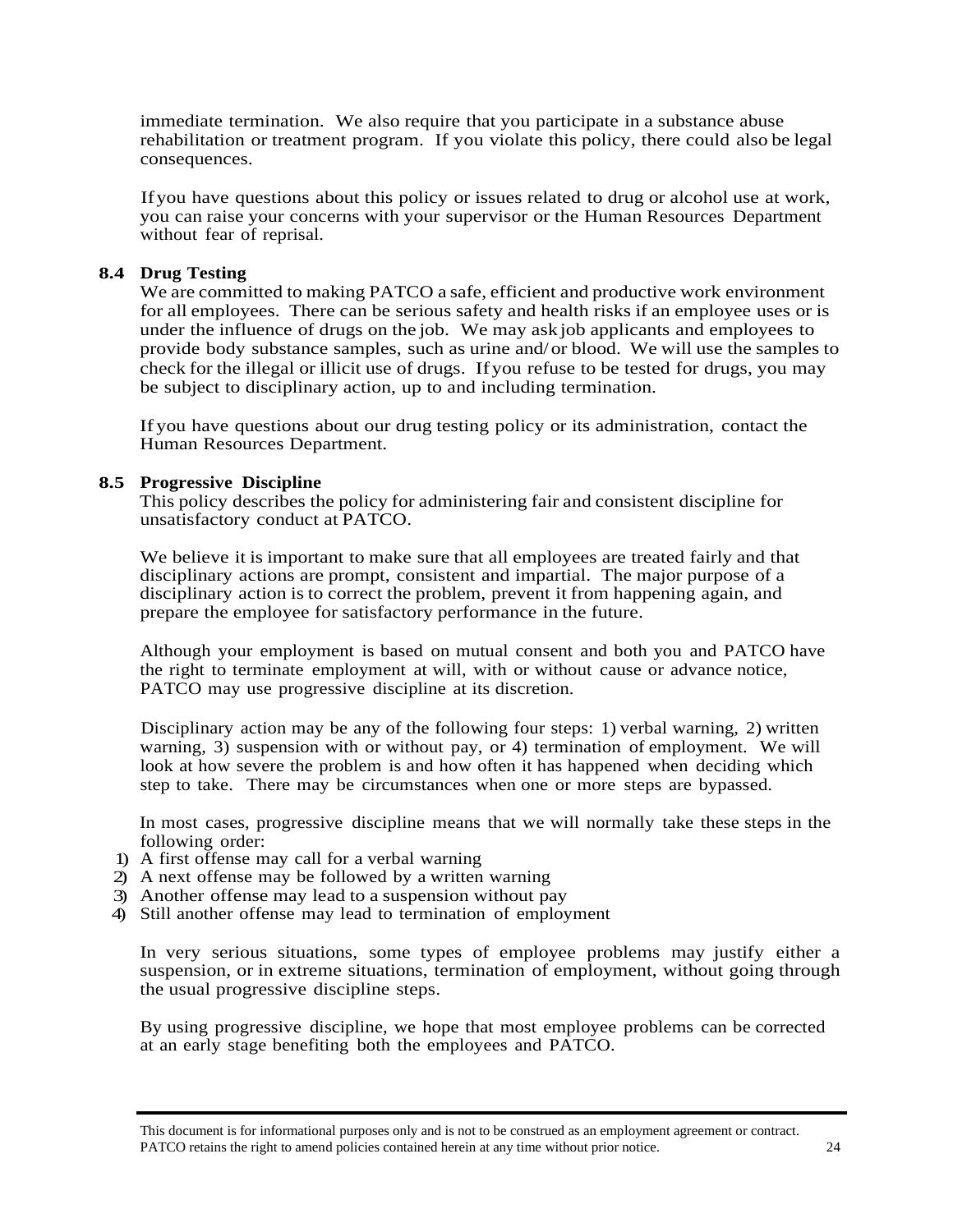immediate termination. We also require that you participate in a substance abuse rehabilitation or treatment program. If you violate this policy, there could also be legal consequences.

If you have questions about this policy or issues related to drug or alcohol use at work, you can raise your concerns with your supervisor or the Human Resources Department without fear of reprisal.

### 8.4 Drug Testing

We are committed to making PATCO a safe, efficient and productive work environment for all employees. There can be serious safety and health risks if an employee uses or is under the influence of drugs on the job. We may ask job applicants and employees to provide body substance samples, such as urine and/or blood. We will use the samples to check for the illegal or illicit use of drugs. If you refuse to be tested for drugs, you may be subject to disciplinary action, up to and including termination.

If you have questions about our drug testing policy or its administration, contact the Human Resources Department.

### 8.5 Progressive Discipline

This policy describes the policy for administering fair and consistent discipline for unsatisfactory conduct at PATCO.

We believe it is important to make sure that all employees are treated fairly and that disciplinary actions are prompt, consistent and impartial. The major purpose of a disciplinary action is to correct the problem, prevent it from happening again, and prepare the employee for satisfactory performance in the future.

Although your employment is based on mutual consent and both you and PATCO have the right to terminate employment at will, with or without cause or advance notice, PATCO may use progressive discipline at its discretion.

Disciplinary action may be any of the following four steps: 1) verbal warning, 2) written warning, 3) suspension with or without pay, or 4) termination of employment. We will look at how severe the problem is and how often it has happened when deciding which step to take. There may be circumstances when one or more steps are bypassed.

In most cases, progressive discipline means that we will normally take these steps in the following order:

1) A first offense may call for a verbal warning
2) A next offense may be followed by a written warning
3) Another offense may lead to a suspension without pay
4) Still another offense may lead to termination of employment

In very serious situations, some types of employee problems may justify either a suspension, or in extreme situations, termination of employment, without going through the usual progressive discipline steps.

By using progressive discipline, we hope that most employee problems can be corrected at an early stage benefiting both the employees and PATCO.

This document is for informational purposes only and is not to be construed as an employment agreement or contract. PATCO retains the right to amend policies contained herein at any time without prior notice.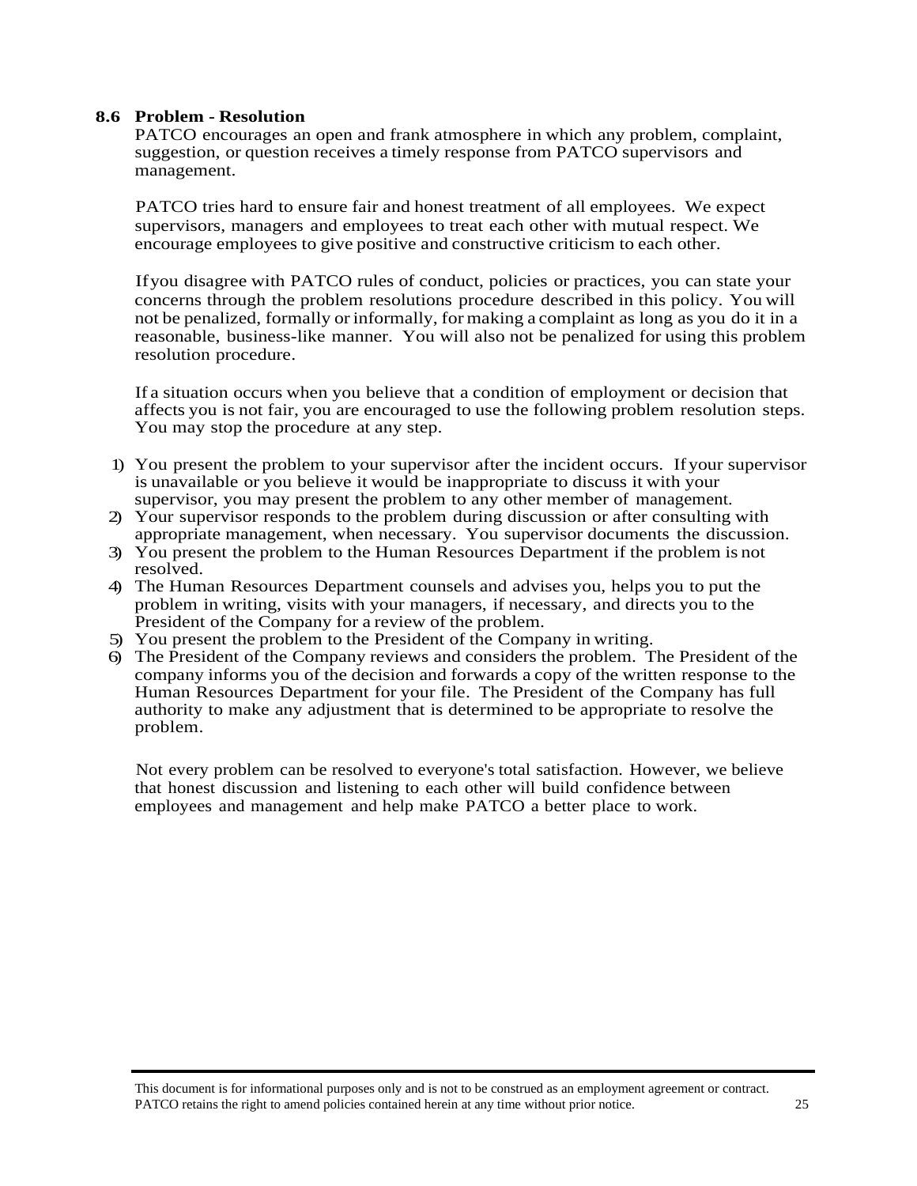## 8.6 Problem - Resolution

PATCO encourages an open and frank atmosphere in which any problem, complaint, suggestion, or question receives a timely response from PATCO supervisors and management.

PATCO tries hard to ensure fair and honest treatment of all employees. We expect supervisors, managers and employees to treat each other with mutual respect. We encourage employees to give positive and constructive criticism to each other.

If you disagree with PATCO rules of conduct, policies or practices, you can state your concerns through the problem resolutions procedure described in this policy. You will not be penalized, formally or informally, for making a complaint as long as you do it in a reasonable, business-like manner. You will also not be penalized for using this problem resolution procedure.

If a situation occurs when you believe that a condition of employment or decision that affects you is not fair, you are encouraged to use the following problem resolution steps. You may stop the procedure at any step.

1) You present the problem to your supervisor after the incident occurs. If your supervisor is unavailable or you believe it would be inappropriate to discuss it with your supervisor, you may present the problem to any other member of management.
2) Your supervisor responds to the problem during discussion or after consulting with appropriate management, when necessary. You supervisor documents the discussion.
3) You present the problem to the Human Resources Department if the problem is not resolved.
4) The Human Resources Department counsels and advises you, helps you to put the problem in writing, visits with your managers, if necessary, and directs you to the President of the Company for a review of the problem.
5) You present the problem to the President of the Company in writing.
6) The President of the Company reviews and considers the problem. The President of the company informs you of the decision and forwards a copy of the written response to the Human Resources Department for your file. The President of the Company has full authority to make any adjustment that is determined to be appropriate to resolve the problem.

Not every problem can be resolved to everyone's total satisfaction. However, we believe that honest discussion and listening to each other will build confidence between employees and management and help make PATCO a better place to work.